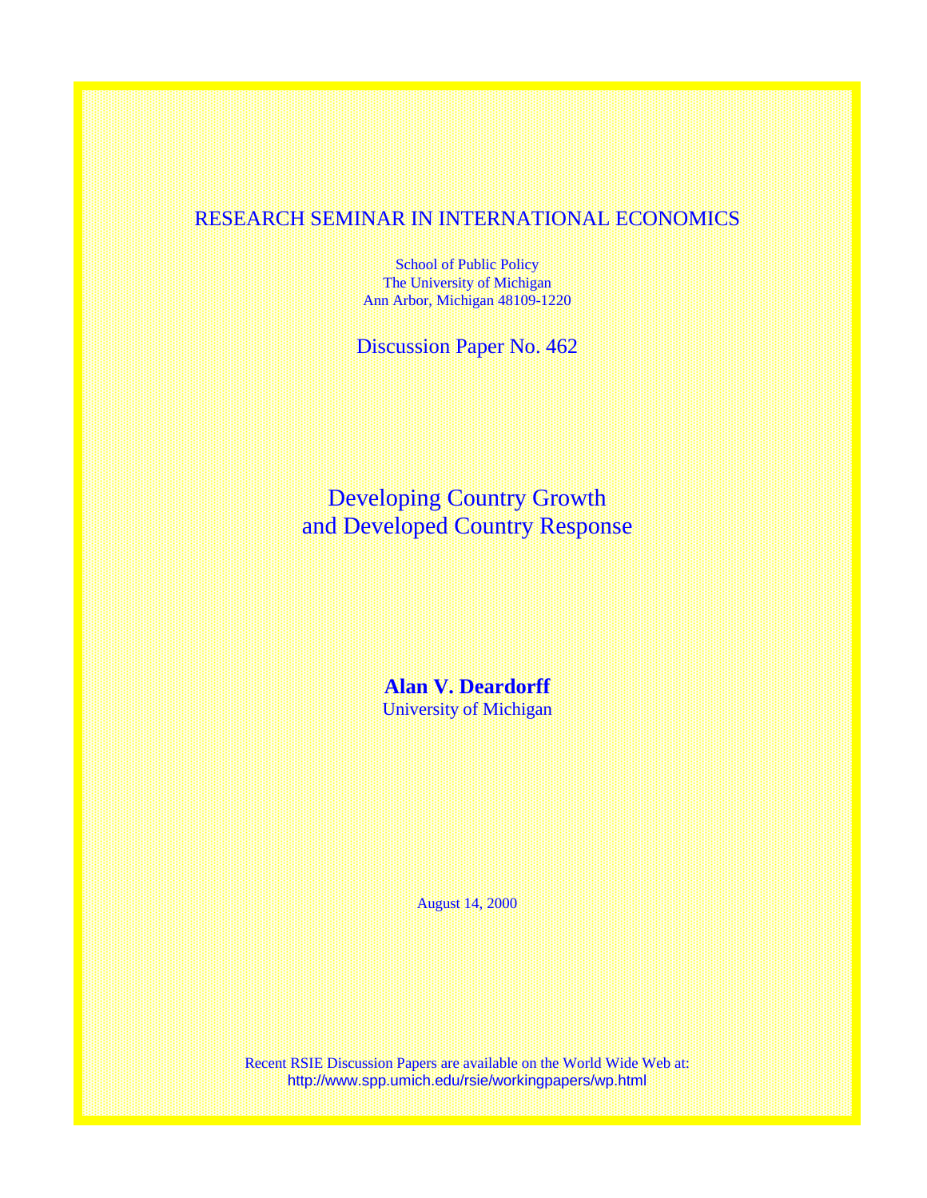RESEARCH SEMINAR IN INTERNATIONAL ECONOMICS

School of Public Policy
The University of Michigan
Ann Arbor, Michigan 48109-1220

Discussion Paper No. 462

# Developing Country Growth and Developed Country Response

**Alan V. Deardorff**
University of Michigan

August 14, 2000

Recent RSIE Discussion Papers are available on the World Wide Web at:
http://www.spp.umich.edu/rsie/workingpapers/wp.html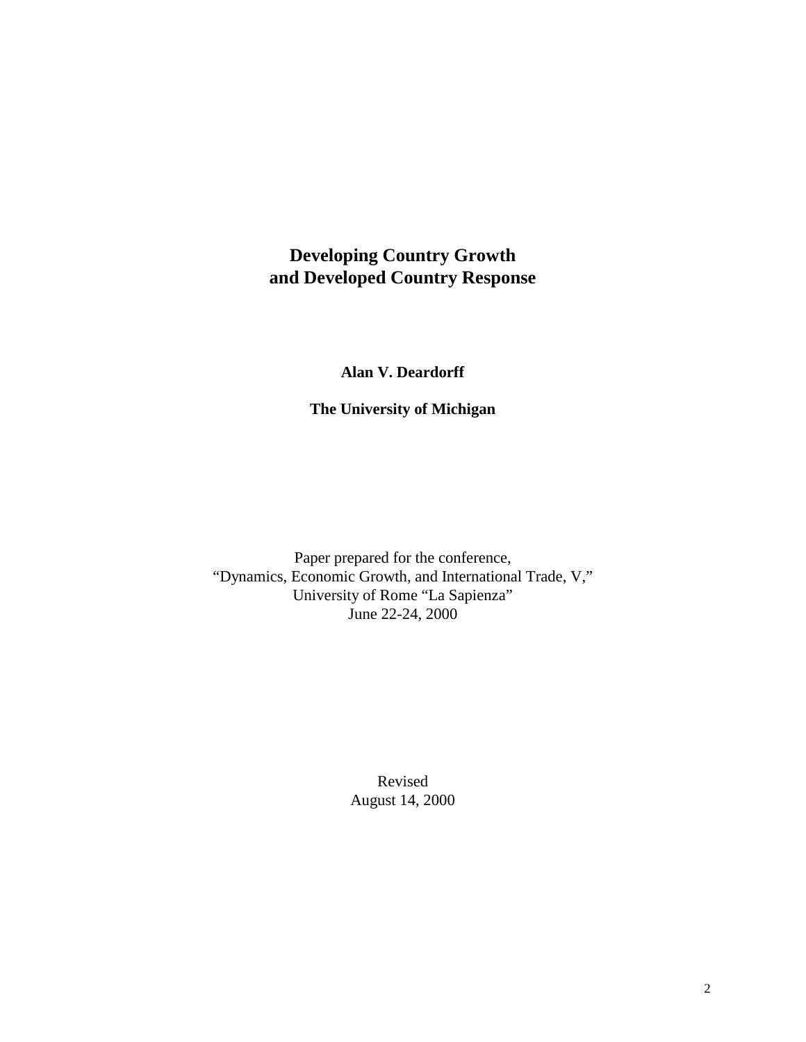# Developing Country Growth and Developed Country Response

**Alan V. Deardorff**

**The University of Michigan**

Paper prepared for the conference,
"Dynamics, Economic Growth, and International Trade, V,"
University of Rome "La Sapienza"
June 22-24, 2000

Revised
August 14, 2000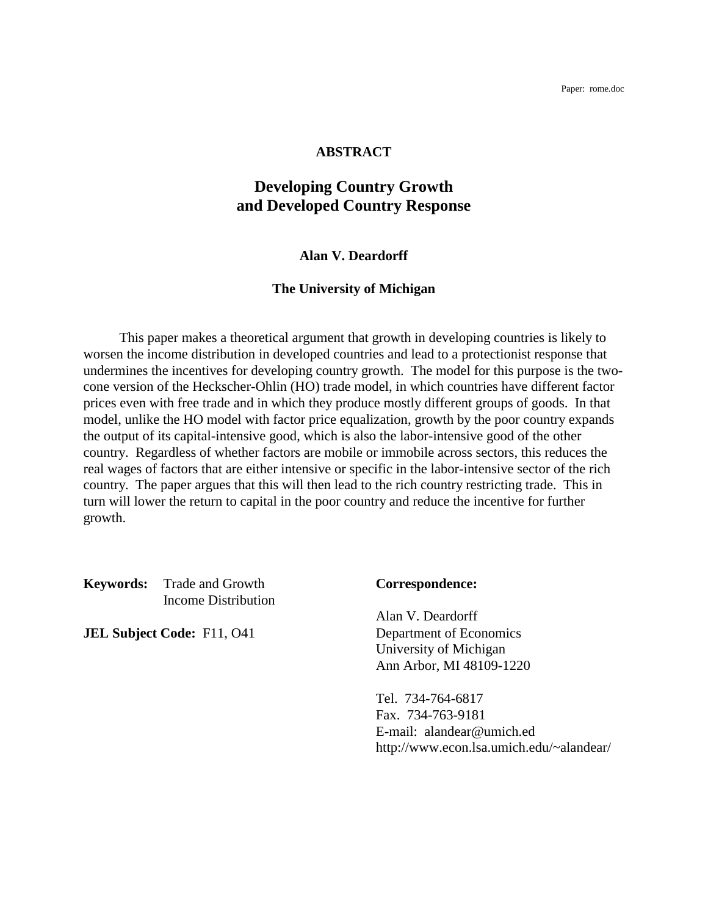Paper: rome.doc

**ABSTRACT**

# Developing Country Growth and Developed Country Response

**Alan V. Deardorff**

**The University of Michigan**

This paper makes a theoretical argument that growth in developing countries is likely to worsen the income distribution in developed countries and lead to a protectionist response that undermines the incentives for developing country growth. The model for this purpose is the two-cone version of the Heckscher-Ohlin (HO) trade model, in which countries have different factor prices even with free trade and in which they produce mostly different groups of goods. In that model, unlike the HO model with factor price equalization, growth by the poor country expands the output of its capital-intensive good, which is also the labor-intensive good of the other country. Regardless of whether factors are mobile or immobile across sectors, this reduces the real wages of factors that are either intensive or specific in the labor-intensive sector of the rich country. The paper argues that this will then lead to the rich country restricting trade. This in turn will lower the return to capital in the poor country and reduce the incentive for further growth.

**Keywords:** Trade and Growth
Income Distribution

**JEL Subject Code:** F11, O41

**Correspondence:**

Alan V. Deardorff
Department of Economics
University of Michigan
Ann Arbor, MI 48109-1220

Tel. 734-764-6817
Fax. 734-763-9181
E-mail: alandear@umich.ed
http://www.econ.lsa.umich.edu/~alandear/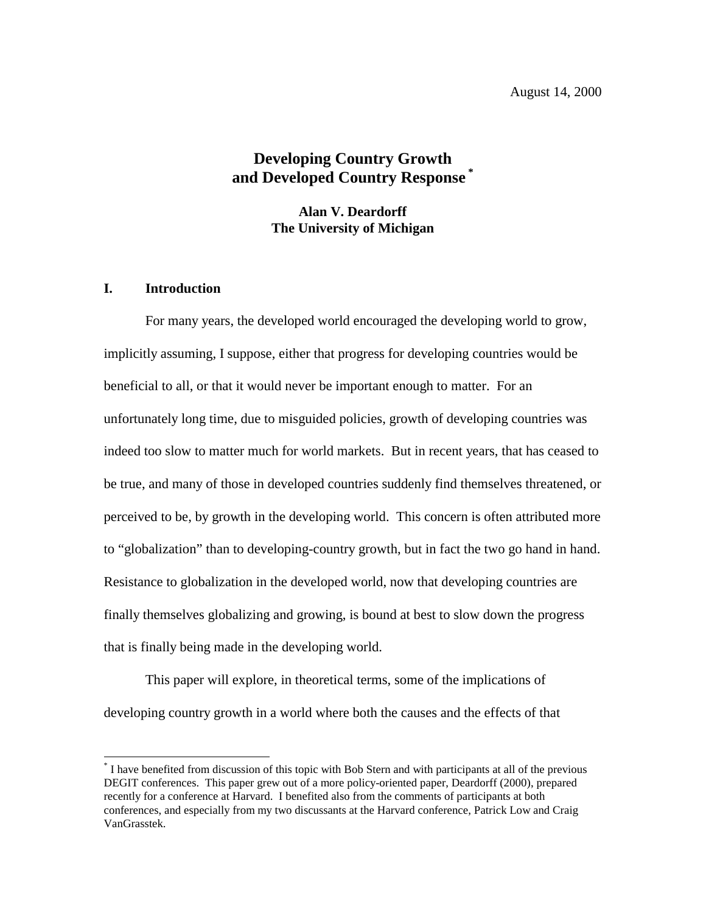August 14, 2000

# Developing Country Growth and Developed Country Response [*]

**Alan V. Deardorff**
**The University of Michigan**

## I. Introduction

For many years, the developed world encouraged the developing world to grow, implicitly assuming, I suppose, either that progress for developing countries would be beneficial to all, or that it would never be important enough to matter. For an unfortunately long time, due to misguided policies, growth of developing countries was indeed too slow to matter much for world markets. But in recent years, that has ceased to be true, and many of those in developed countries suddenly find themselves threatened, or perceived to be, by growth in the developing world. This concern is often attributed more to "globalization" than to developing-country growth, but in fact the two go hand in hand. Resistance to globalization in the developed world, now that developing countries are finally themselves globalizing and growing, is bound at best to slow down the progress that is finally being made in the developing world.

This paper will explore, in theoretical terms, some of the implications of developing country growth in a world where both the causes and the effects of that

---

[*] I have benefited from discussion of this topic with Bob Stern and with participants at all of the previous DEGIT conferences. This paper grew out of a more policy-oriented paper, Deardorff (2000), prepared recently for a conference at Harvard. I benefited also from the comments of participants at both conferences, and especially from my two discussants at the Harvard conference, Patrick Low and Craig VanGrasstek.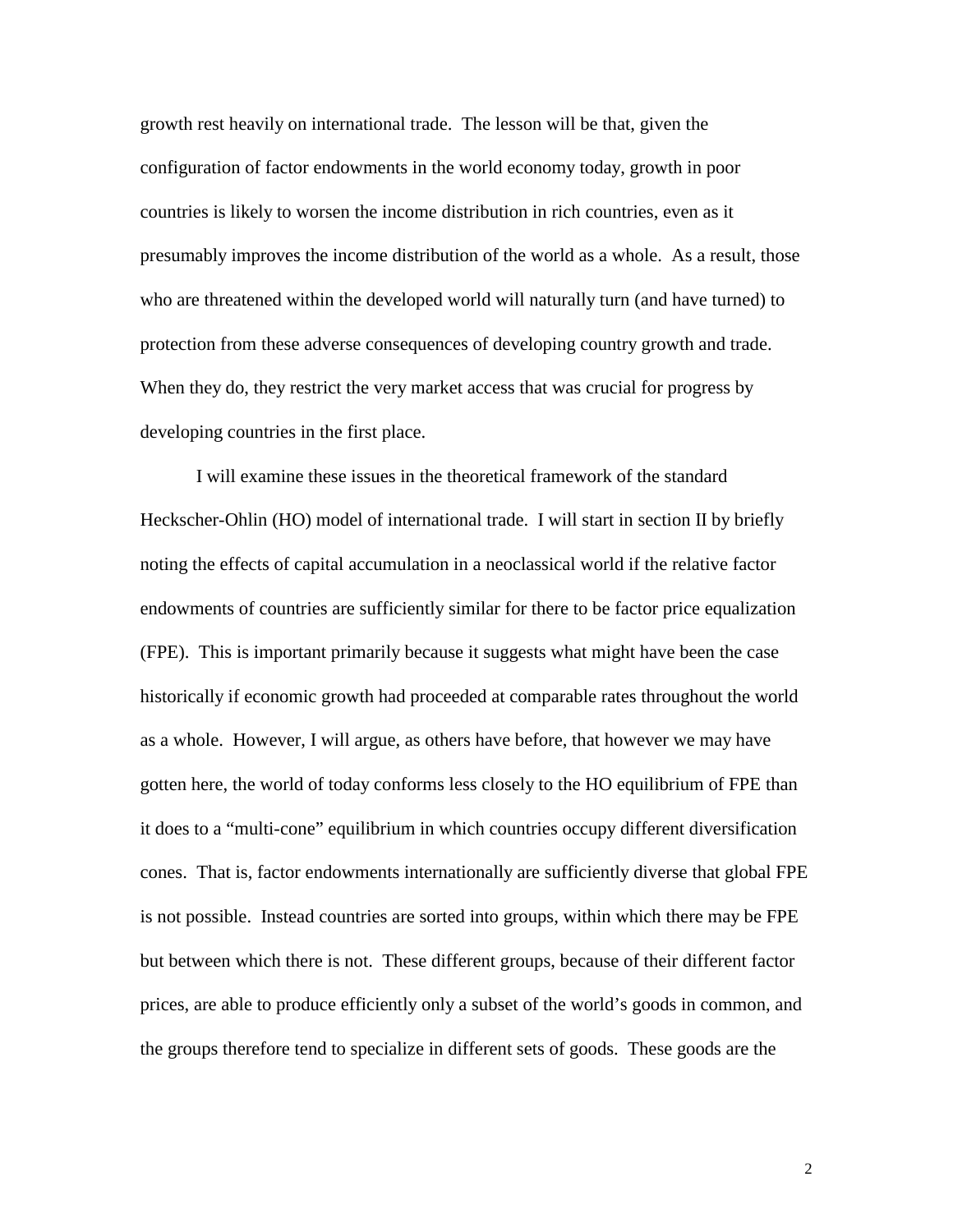growth rest heavily on international trade. The lesson will be that, given the configuration of factor endowments in the world economy today, growth in poor countries is likely to worsen the income distribution in rich countries, even as it presumably improves the income distribution of the world as a whole. As a result, those who are threatened within the developed world will naturally turn (and have turned) to protection from these adverse consequences of developing country growth and trade. When they do, they restrict the very market access that was crucial for progress by developing countries in the first place.

I will examine these issues in the theoretical framework of the standard Heckscher-Ohlin (HO) model of international trade. I will start in section II by briefly noting the effects of capital accumulation in a neoclassical world if the relative factor endowments of countries are sufficiently similar for there to be factor price equalization (FPE). This is important primarily because it suggests what might have been the case historically if economic growth had proceeded at comparable rates throughout the world as a whole. However, I will argue, as others have before, that however we may have gotten here, the world of today conforms less closely to the HO equilibrium of FPE than it does to a "multi-cone" equilibrium in which countries occupy different diversification cones. That is, factor endowments internationally are sufficiently diverse that global FPE is not possible. Instead countries are sorted into groups, within which there may be FPE but between which there is not. These different groups, because of their different factor prices, are able to produce efficiently only a subset of the world's goods in common, and the groups therefore tend to specialize in different sets of goods. These goods are the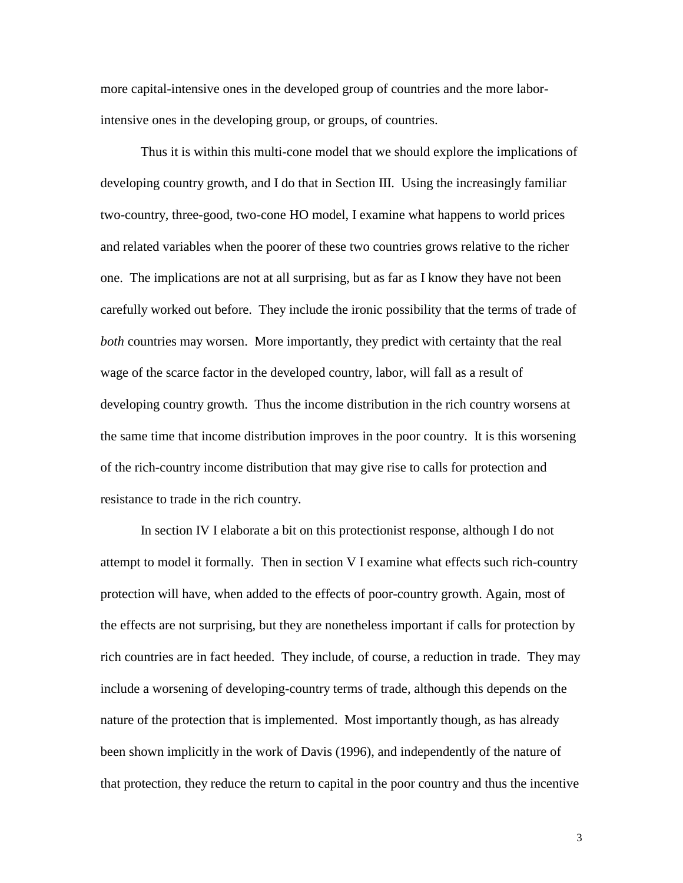more capital-intensive ones in the developed group of countries and the more labor-intensive ones in the developing group, or groups, of countries.

Thus it is within this multi-cone model that we should explore the implications of developing country growth, and I do that in Section III. Using the increasingly familiar two-country, three-good, two-cone HO model, I examine what happens to world prices and related variables when the poorer of these two countries grows relative to the richer one. The implications are not at all surprising, but as far as I know they have not been carefully worked out before. They include the ironic possibility that the terms of trade of *both* countries may worsen. More importantly, they predict with certainty that the real wage of the scarce factor in the developed country, labor, will fall as a result of developing country growth. Thus the income distribution in the rich country worsens at the same time that income distribution improves in the poor country. It is this worsening of the rich-country income distribution that may give rise to calls for protection and resistance to trade in the rich country.

In section IV I elaborate a bit on this protectionist response, although I do not attempt to model it formally. Then in section V I examine what effects such rich-country protection will have, when added to the effects of poor-country growth. Again, most of the effects are not surprising, but they are nonetheless important if calls for protection by rich countries are in fact heeded. They include, of course, a reduction in trade. They may include a worsening of developing-country terms of trade, although this depends on the nature of the protection that is implemented. Most importantly though, as has already been shown implicitly in the work of Davis (1996), and independently of the nature of that protection, they reduce the return to capital in the poor country and thus the incentive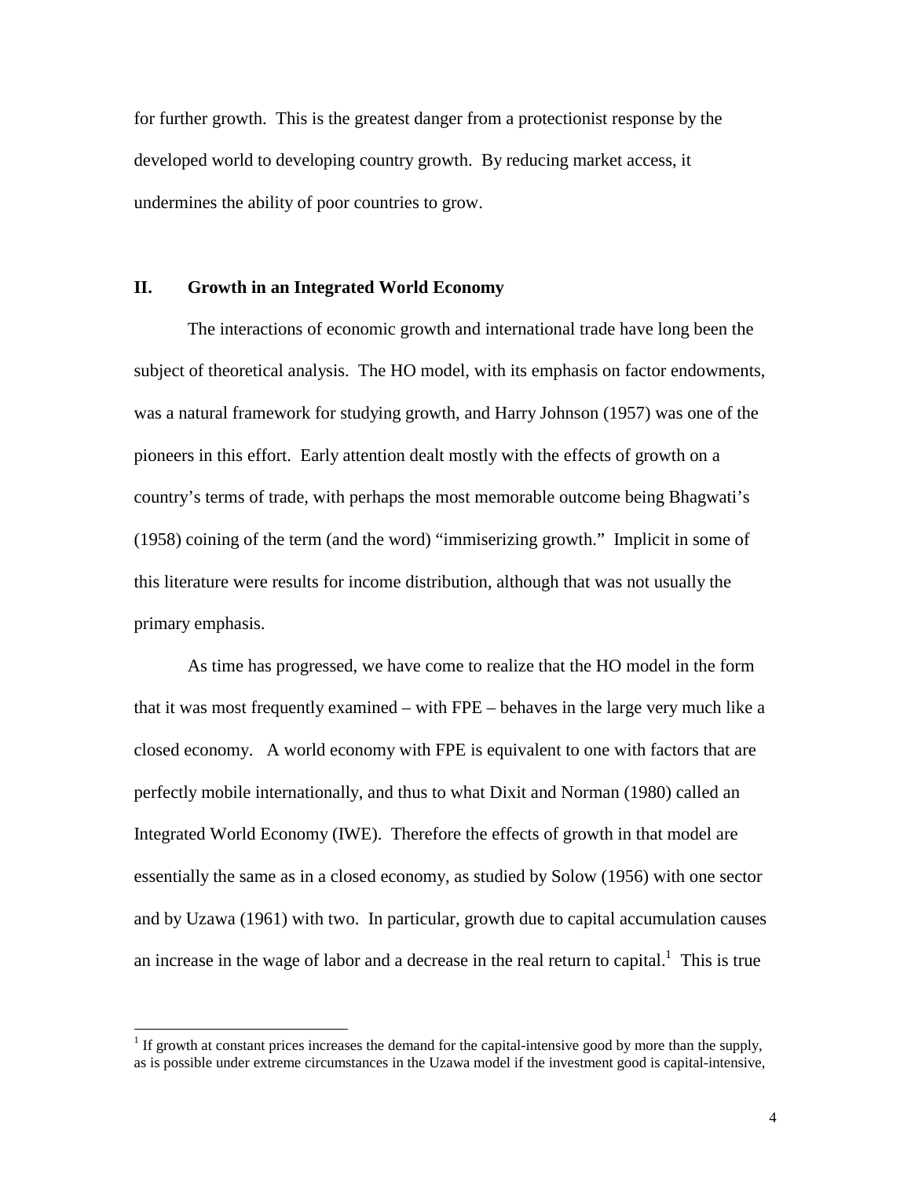for further growth. This is the greatest danger from a protectionist response by the developed world to developing country growth. By reducing market access, it undermines the ability of poor countries to grow.

## II. Growth in an Integrated World Economy

The interactions of economic growth and international trade have long been the subject of theoretical analysis. The HO model, with its emphasis on factor endowments, was a natural framework for studying growth, and Harry Johnson (1957) was one of the pioneers in this effort. Early attention dealt mostly with the effects of growth on a country's terms of trade, with perhaps the most memorable outcome being Bhagwati's (1958) coining of the term (and the word) "immiserizing growth." Implicit in some of this literature were results for income distribution, although that was not usually the primary emphasis.

As time has progressed, we have come to realize that the HO model in the form that it was most frequently examined – with FPE – behaves in the large very much like a closed economy. A world economy with FPE is equivalent to one with factors that are perfectly mobile internationally, and thus to what Dixit and Norman (1980) called an Integrated World Economy (IWE). Therefore the effects of growth in that model are essentially the same as in a closed economy, as studied by Solow (1956) with one sector and by Uzawa (1961) with two. In particular, growth due to capital accumulation causes an increase in the wage of labor and a decrease in the real return to capital.[1] This is true

[1] If growth at constant prices increases the demand for the capital-intensive good by more than the supply, as is possible under extreme circumstances in the Uzawa model if the investment good is capital-intensive,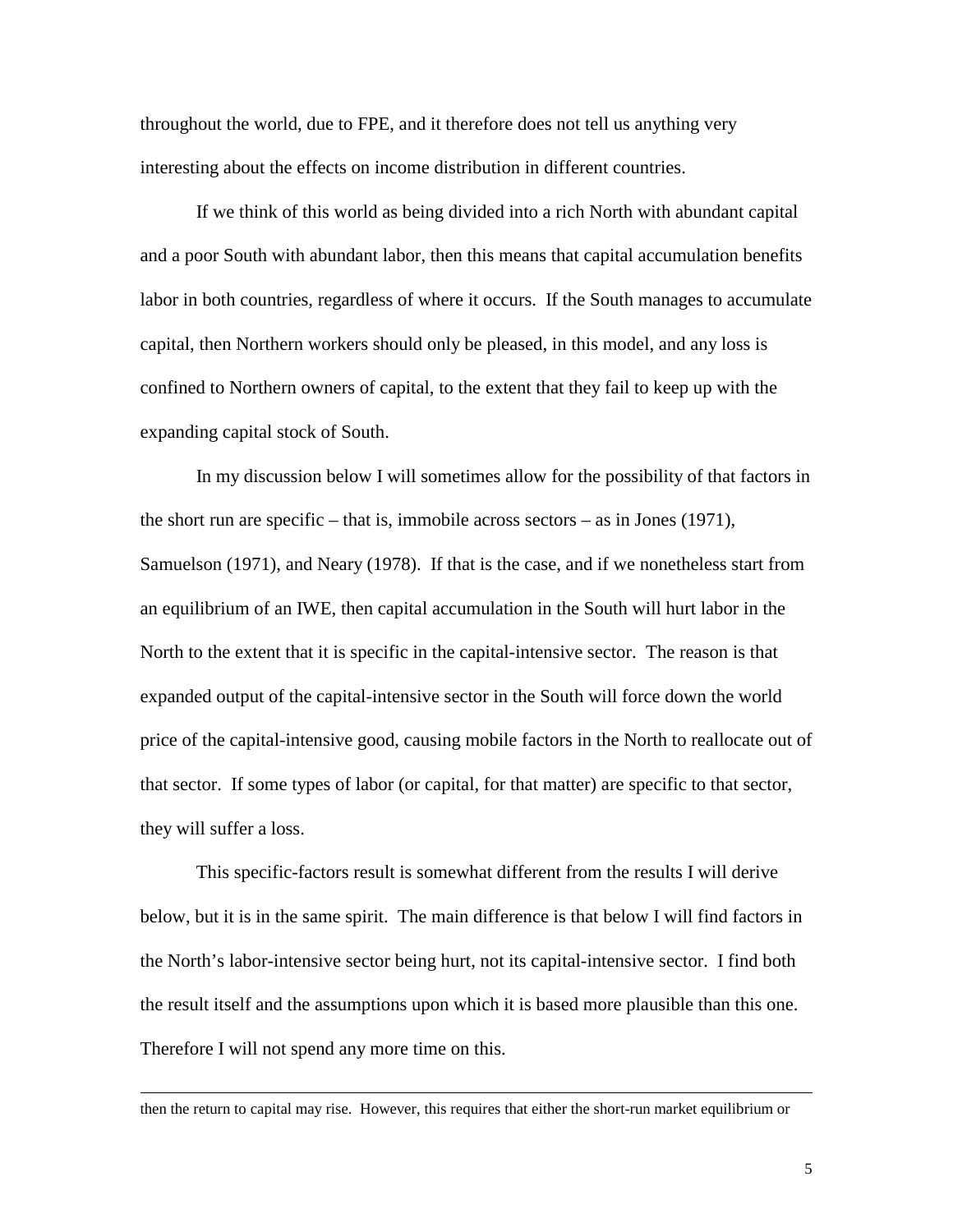throughout the world, due to FPE, and it therefore does not tell us anything very interesting about the effects on income distribution in different countries.

If we think of this world as being divided into a rich North with abundant capital and a poor South with abundant labor, then this means that capital accumulation benefits labor in both countries, regardless of where it occurs. If the South manages to accumulate capital, then Northern workers should only be pleased, in this model, and any loss is confined to Northern owners of capital, to the extent that they fail to keep up with the expanding capital stock of South.

In my discussion below I will sometimes allow for the possibility of that factors in the short run are specific – that is, immobile across sectors – as in Jones (1971), Samuelson (1971), and Neary (1978). If that is the case, and if we nonetheless start from an equilibrium of an IWE, then capital accumulation in the South will hurt labor in the North to the extent that it is specific in the capital-intensive sector. The reason is that expanded output of the capital-intensive sector in the South will force down the world price of the capital-intensive good, causing mobile factors in the North to reallocate out of that sector. If some types of labor (or capital, for that matter) are specific to that sector, they will suffer a loss.

This specific-factors result is somewhat different from the results I will derive below, but it is in the same spirit. The main difference is that below I will find factors in the North's labor-intensive sector being hurt, not its capital-intensive sector. I find both the result itself and the assumptions upon which it is based more plausible than this one. Therefore I will not spend any more time on this.

---

then the return to capital may rise. However, this requires that either the short-run market equilibrium or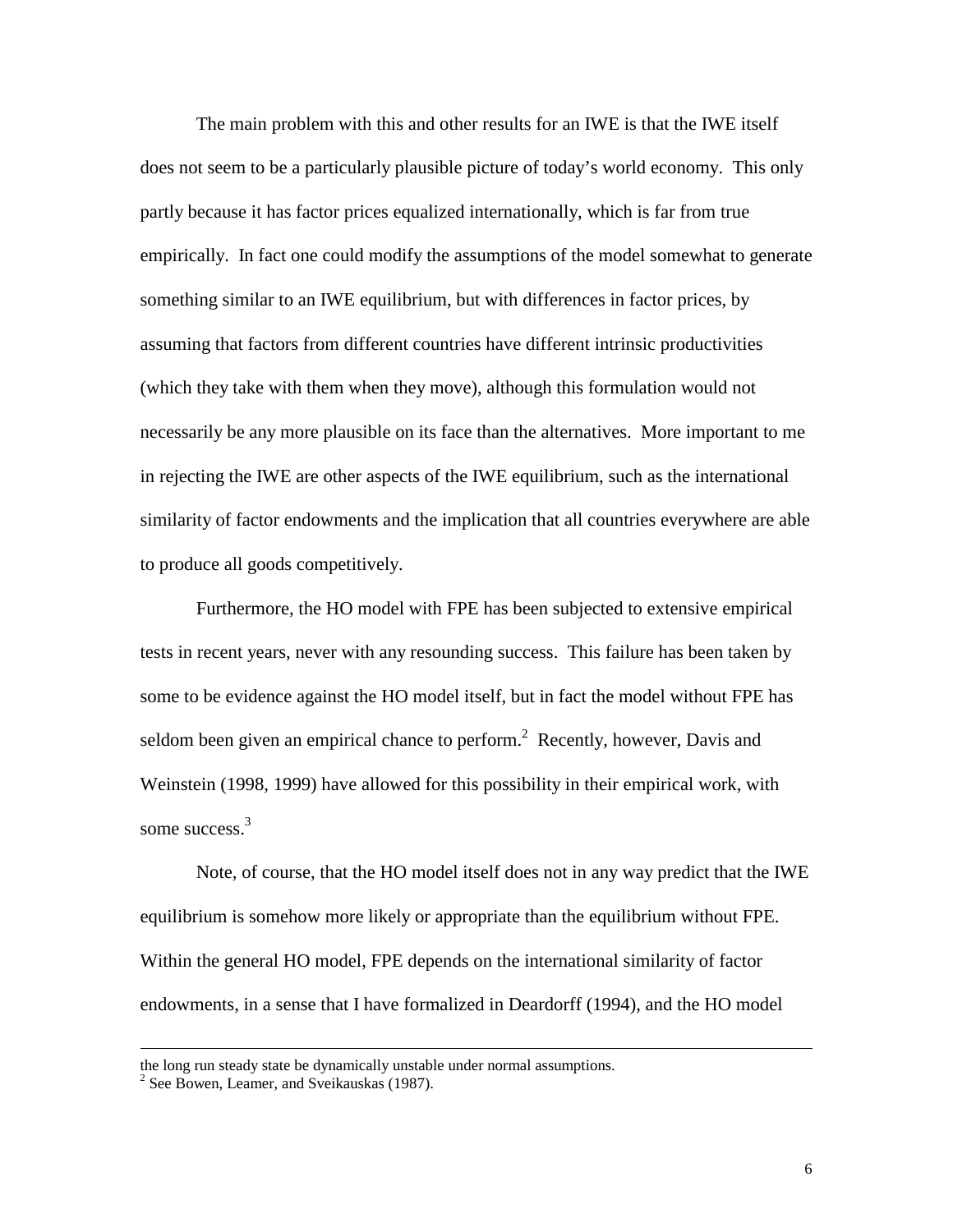The main problem with this and other results for an IWE is that the IWE itself does not seem to be a particularly plausible picture of today's world economy. This only partly because it has factor prices equalized internationally, which is far from true empirically. In fact one could modify the assumptions of the model somewhat to generate something similar to an IWE equilibrium, but with differences in factor prices, by assuming that factors from different countries have different intrinsic productivities (which they take with them when they move), although this formulation would not necessarily be any more plausible on its face than the alternatives. More important to me in rejecting the IWE are other aspects of the IWE equilibrium, such as the international similarity of factor endowments and the implication that all countries everywhere are able to produce all goods competitively.

Furthermore, the HO model with FPE has been subjected to extensive empirical tests in recent years, never with any resounding success. This failure has been taken by some to be evidence against the HO model itself, but in fact the model without FPE has seldom been given an empirical chance to perform.[2] Recently, however, Davis and Weinstein (1998, 1999) have allowed for this possibility in their empirical work, with some success.[3]

Note, of course, that the HO model itself does not in any way predict that the IWE equilibrium is somehow more likely or appropriate than the equilibrium without FPE. Within the general HO model, FPE depends on the international similarity of factor endowments, in a sense that I have formalized in Deardorff (1994), and the HO model

---

the long run steady state be dynamically unstable under normal assumptions.

[2] See Bowen, Leamer, and Sveikauskas (1987).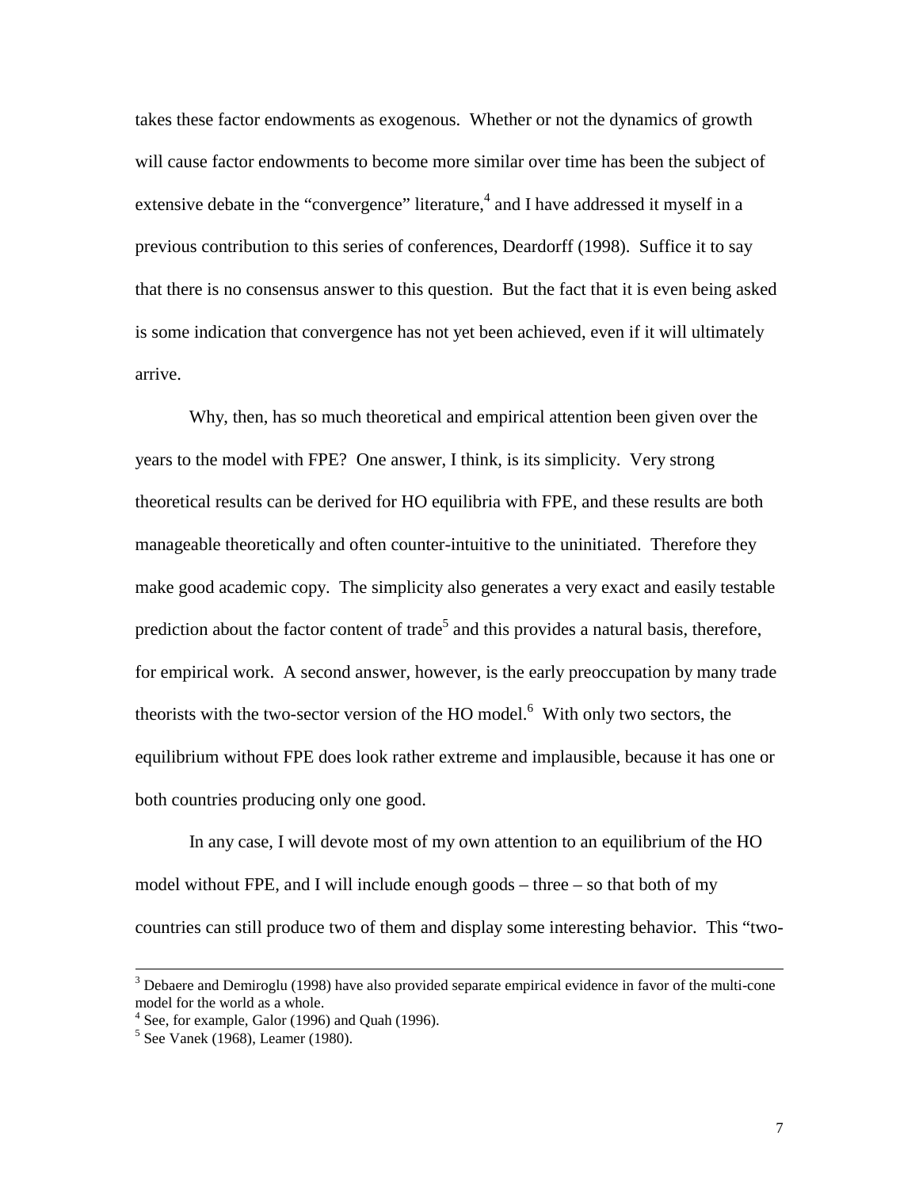takes these factor endowments as exogenous. Whether or not the dynamics of growth will cause factor endowments to become more similar over time has been the subject of extensive debate in the "convergence" literature,[4] and I have addressed it myself in a previous contribution to this series of conferences, Deardorff (1998). Suffice it to say that there is no consensus answer to this question. But the fact that it is even being asked is some indication that convergence has not yet been achieved, even if it will ultimately arrive.

Why, then, has so much theoretical and empirical attention been given over the years to the model with FPE? One answer, I think, is its simplicity. Very strong theoretical results can be derived for HO equilibria with FPE, and these results are both manageable theoretically and often counter-intuitive to the uninitiated. Therefore they make good academic copy. The simplicity also generates a very exact and easily testable prediction about the factor content of trade[5] and this provides a natural basis, therefore, for empirical work. A second answer, however, is the early preoccupation by many trade theorists with the two-sector version of the HO model.[6] With only two sectors, the equilibrium without FPE does look rather extreme and implausible, because it has one or both countries producing only one good.

In any case, I will devote most of my own attention to an equilibrium of the HO model without FPE, and I will include enough goods – three – so that both of my countries can still produce two of them and display some interesting behavior. This "two-

---

[3] Debaere and Demiroglu (1998) have also provided separate empirical evidence in favor of the multi-cone model for the world as a whole.

[4] See, for example, Galor (1996) and Quah (1996).

[5] See Vanek (1968), Leamer (1980).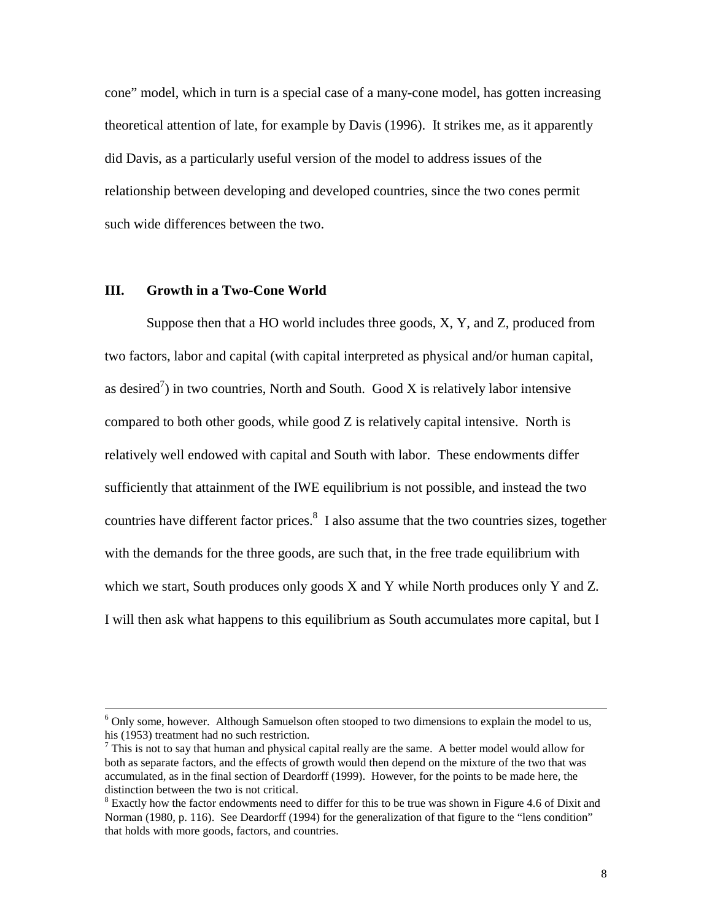cone" model, which in turn is a special case of a many-cone model, has gotten increasing theoretical attention of late, for example by Davis (1996). It strikes me, as it apparently did Davis, as a particularly useful version of the model to address issues of the relationship between developing and developed countries, since the two cones permit such wide differences between the two.

## III. Growth in a Two-Cone World

Suppose then that a HO world includes three goods, X, Y, and Z, produced from two factors, labor and capital (with capital interpreted as physical and/or human capital, as desired[7]) in two countries, North and South. Good X is relatively labor intensive compared to both other goods, while good Z is relatively capital intensive. North is relatively well endowed with capital and South with labor. These endowments differ sufficiently that attainment of the IWE equilibrium is not possible, and instead the two countries have different factor prices.[8] I also assume that the two countries sizes, together with the demands for the three goods, are such that, in the free trade equilibrium with which we start, South produces only goods X and Y while North produces only Y and Z. I will then ask what happens to this equilibrium as South accumulates more capital, but I

---

[6] Only some, however. Although Samuelson often stooped to two dimensions to explain the model to us, his (1953) treatment had no such restriction.

[7] This is not to say that human and physical capital really are the same. A better model would allow for both as separate factors, and the effects of growth would then depend on the mixture of the two that was accumulated, as in the final section of Deardorff (1999). However, for the points to be made here, the distinction between the two is not critical.

[8] Exactly how the factor endowments need to differ for this to be true was shown in Figure 4.6 of Dixit and Norman (1980, p. 116). See Deardorff (1994) for the generalization of that figure to the "lens condition" that holds with more goods, factors, and countries.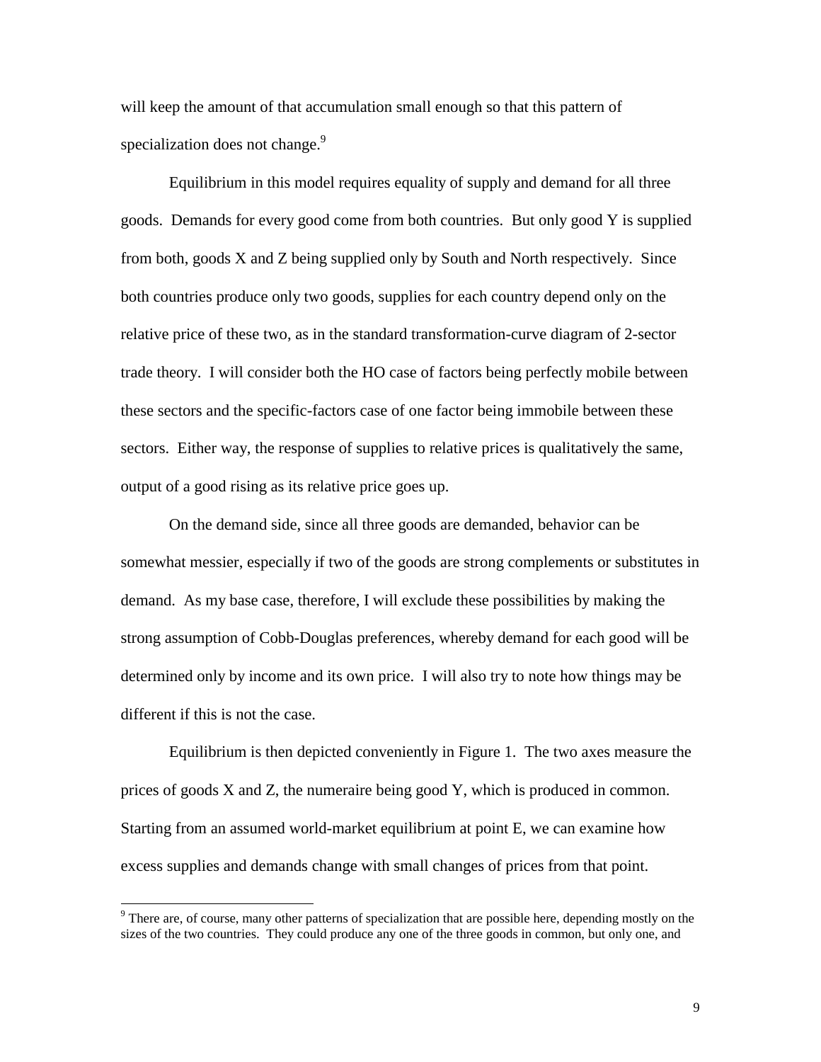will keep the amount of that accumulation small enough so that this pattern of specialization does not change.[9]

Equilibrium in this model requires equality of supply and demand for all three goods. Demands for every good come from both countries. But only good Y is supplied from both, goods X and Z being supplied only by South and North respectively. Since both countries produce only two goods, supplies for each country depend only on the relative price of these two, as in the standard transformation-curve diagram of 2-sector trade theory. I will consider both the HO case of factors being perfectly mobile between these sectors and the specific-factors case of one factor being immobile between these sectors. Either way, the response of supplies to relative prices is qualitatively the same, output of a good rising as its relative price goes up.

On the demand side, since all three goods are demanded, behavior can be somewhat messier, especially if two of the goods are strong complements or substitutes in demand. As my base case, therefore, I will exclude these possibilities by making the strong assumption of Cobb-Douglas preferences, whereby demand for each good will be determined only by income and its own price. I will also try to note how things may be different if this is not the case.

Equilibrium is then depicted conveniently in Figure 1. The two axes measure the prices of goods X and Z, the numeraire being good Y, which is produced in common. Starting from an assumed world-market equilibrium at point E, we can examine how excess supplies and demands change with small changes of prices from that point.

[9] There are, of course, many other patterns of specialization that are possible here, depending mostly on the sizes of the two countries. They could produce any one of the three goods in common, but only one, and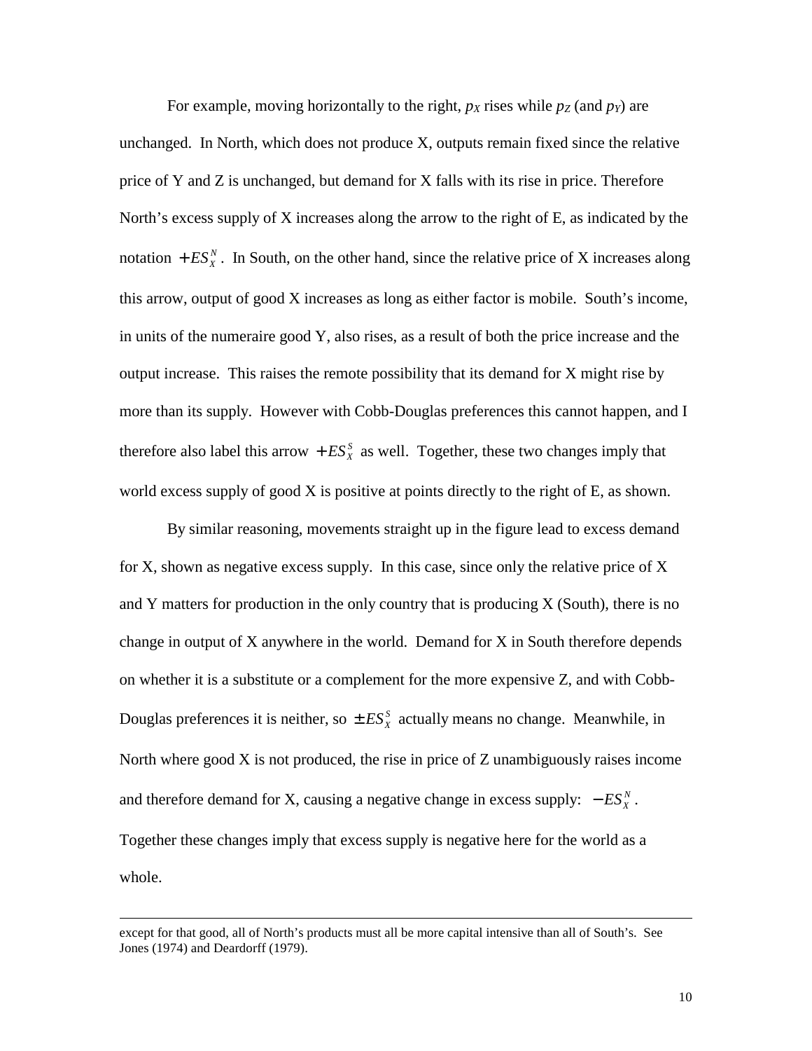For example, moving horizontally to the right, $p_X$ rises while $p_Z$ (and $p_Y$) are unchanged. In North, which does not produce X, outputs remain fixed since the relative price of Y and Z is unchanged, but demand for X falls with its rise in price. Therefore North's excess supply of X increases along the arrow to the right of E, as indicated by the notation $+ES_X^N$. In South, on the other hand, since the relative price of X increases along this arrow, output of good X increases as long as either factor is mobile. South's income, in units of the numeraire good Y, also rises, as a result of both the price increase and the output increase. This raises the remote possibility that its demand for X might rise by more than its supply. However with Cobb-Douglas preferences this cannot happen, and I therefore also label this arrow $+ES_X^S$ as well. Together, these two changes imply that world excess supply of good X is positive at points directly to the right of E, as shown.

By similar reasoning, movements straight up in the figure lead to excess demand for X, shown as negative excess supply. In this case, since only the relative price of X and Y matters for production in the only country that is producing X (South), there is no change in output of X anywhere in the world. Demand for X in South therefore depends on whether it is a substitute or a complement for the more expensive Z, and with Cobb-Douglas preferences it is neither, so $\pm ES_X^S$ actually means no change. Meanwhile, in North where good X is not produced, the rise in price of Z unambiguously raises income and therefore demand for X, causing a negative change in excess supply: $-ES_X^N$. Together these changes imply that excess supply is negative here for the world as a whole.

---

except for that good, all of North's products must all be more capital intensive than all of South's. See Jones (1974) and Deardorff (1979).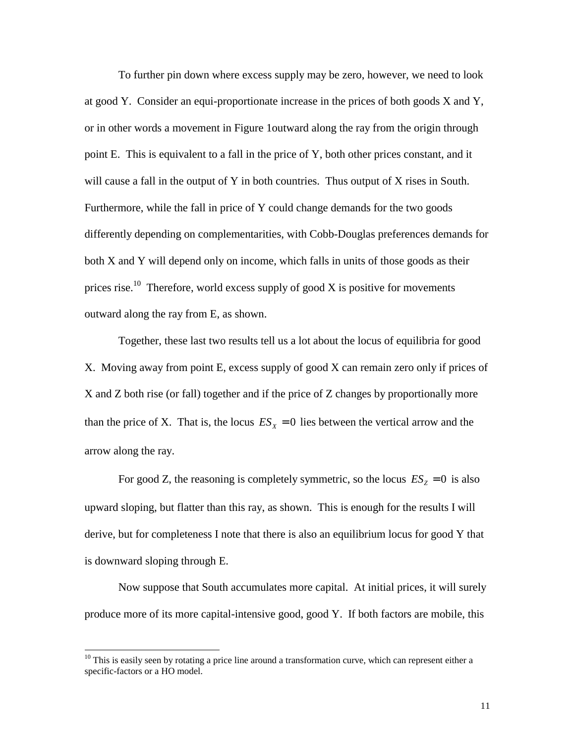To further pin down where excess supply may be zero, however, we need to look at good Y. Consider an equi-proportionate increase in the prices of both goods X and Y, or in other words a movement in Figure 1outward along the ray from the origin through point E. This is equivalent to a fall in the price of Y, both other prices constant, and it will cause a fall in the output of Y in both countries. Thus output of X rises in South. Furthermore, while the fall in price of Y could change demands for the two goods differently depending on complementarities, with Cobb-Douglas preferences demands for both X and Y will depend only on income, which falls in units of those goods as their prices rise.[10] Therefore, world excess supply of good X is positive for movements outward along the ray from E, as shown.

Together, these last two results tell us a lot about the locus of equilibria for good X. Moving away from point E, excess supply of good X can remain zero only if prices of X and Z both rise (or fall) together and if the price of Z changes by proportionally more than the price of X. That is, the locus $ES_X = 0$ lies between the vertical arrow and the arrow along the ray.

For good Z, the reasoning is completely symmetric, so the locus $ES_Z = 0$ is also upward sloping, but flatter than this ray, as shown. This is enough for the results I will derive, but for completeness I note that there is also an equilibrium locus for good Y that is downward sloping through E.

Now suppose that South accumulates more capital. At initial prices, it will surely produce more of its more capital-intensive good, good Y. If both factors are mobile, this

[10] This is easily seen by rotating a price line around a transformation curve, which can represent either a specific-factors or a HO model.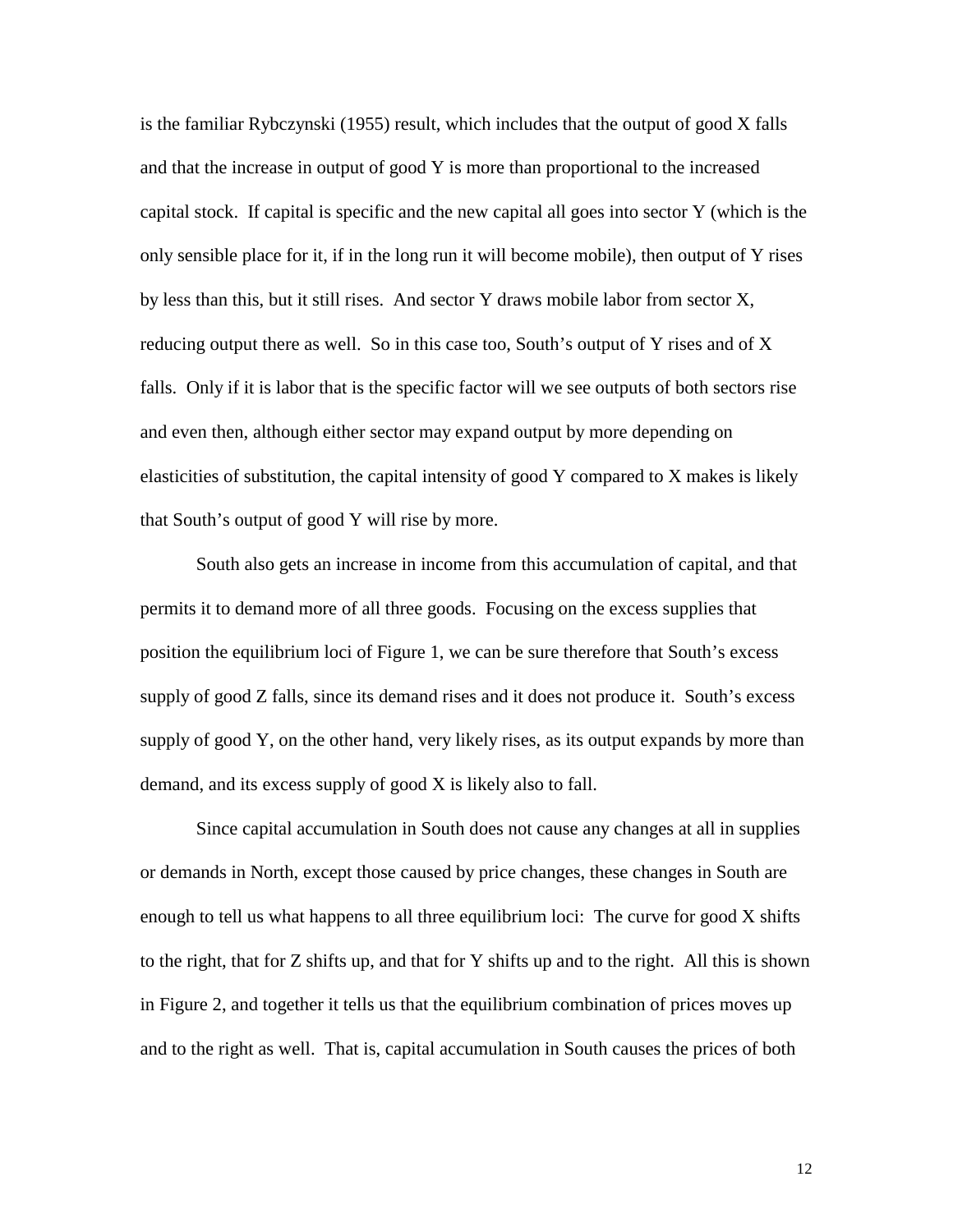is the familiar Rybczynski (1955) result, which includes that the output of good X falls and that the increase in output of good Y is more than proportional to the increased capital stock. If capital is specific and the new capital all goes into sector Y (which is the only sensible place for it, if in the long run it will become mobile), then output of Y rises by less than this, but it still rises. And sector Y draws mobile labor from sector X, reducing output there as well. So in this case too, South's output of Y rises and of X falls. Only if it is labor that is the specific factor will we see outputs of both sectors rise and even then, although either sector may expand output by more depending on elasticities of substitution, the capital intensity of good Y compared to X makes is likely that South's output of good Y will rise by more.

South also gets an increase in income from this accumulation of capital, and that permits it to demand more of all three goods. Focusing on the excess supplies that position the equilibrium loci of Figure 1, we can be sure therefore that South's excess supply of good Z falls, since its demand rises and it does not produce it. South's excess supply of good Y, on the other hand, very likely rises, as its output expands by more than demand, and its excess supply of good X is likely also to fall.

Since capital accumulation in South does not cause any changes at all in supplies or demands in North, except those caused by price changes, these changes in South are enough to tell us what happens to all three equilibrium loci: The curve for good X shifts to the right, that for Z shifts up, and that for Y shifts up and to the right. All this is shown in Figure 2, and together it tells us that the equilibrium combination of prices moves up and to the right as well. That is, capital accumulation in South causes the prices of both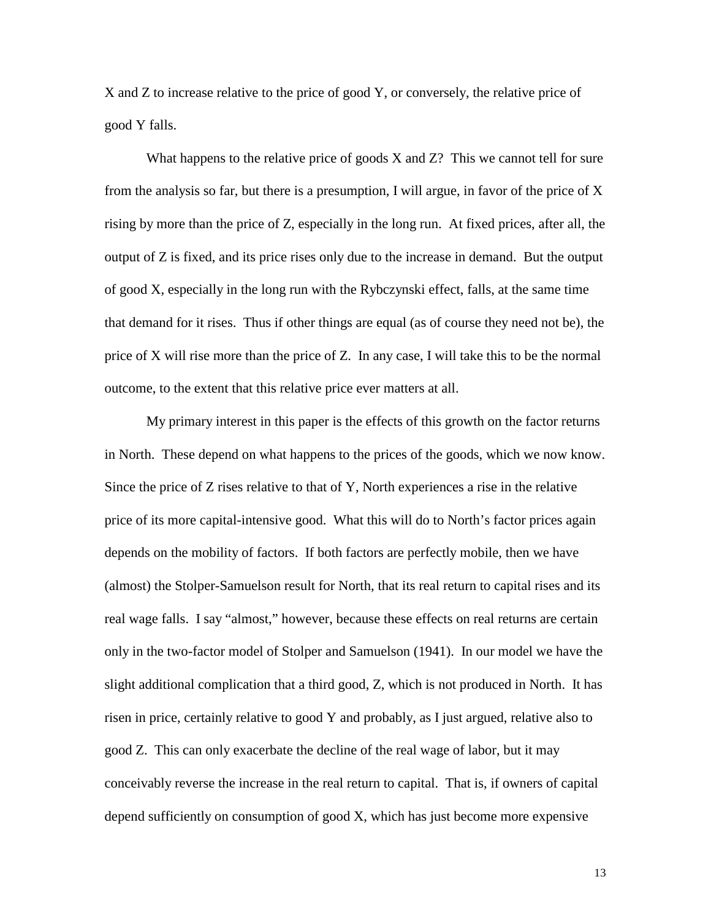X and Z to increase relative to the price of good Y, or conversely, the relative price of good Y falls.

What happens to the relative price of goods X and Z? This we cannot tell for sure from the analysis so far, but there is a presumption, I will argue, in favor of the price of X rising by more than the price of Z, especially in the long run. At fixed prices, after all, the output of Z is fixed, and its price rises only due to the increase in demand. But the output of good X, especially in the long run with the Rybczynski effect, falls, at the same time that demand for it rises. Thus if other things are equal (as of course they need not be), the price of X will rise more than the price of Z. In any case, I will take this to be the normal outcome, to the extent that this relative price ever matters at all.

My primary interest in this paper is the effects of this growth on the factor returns in North. These depend on what happens to the prices of the goods, which we now know. Since the price of Z rises relative to that of Y, North experiences a rise in the relative price of its more capital-intensive good. What this will do to North's factor prices again depends on the mobility of factors. If both factors are perfectly mobile, then we have (almost) the Stolper-Samuelson result for North, that its real return to capital rises and its real wage falls. I say "almost," however, because these effects on real returns are certain only in the two-factor model of Stolper and Samuelson (1941). In our model we have the slight additional complication that a third good, Z, which is not produced in North. It has risen in price, certainly relative to good Y and probably, as I just argued, relative also to good Z. This can only exacerbate the decline of the real wage of labor, but it may conceivably reverse the increase in the real return to capital. That is, if owners of capital depend sufficiently on consumption of good X, which has just become more expensive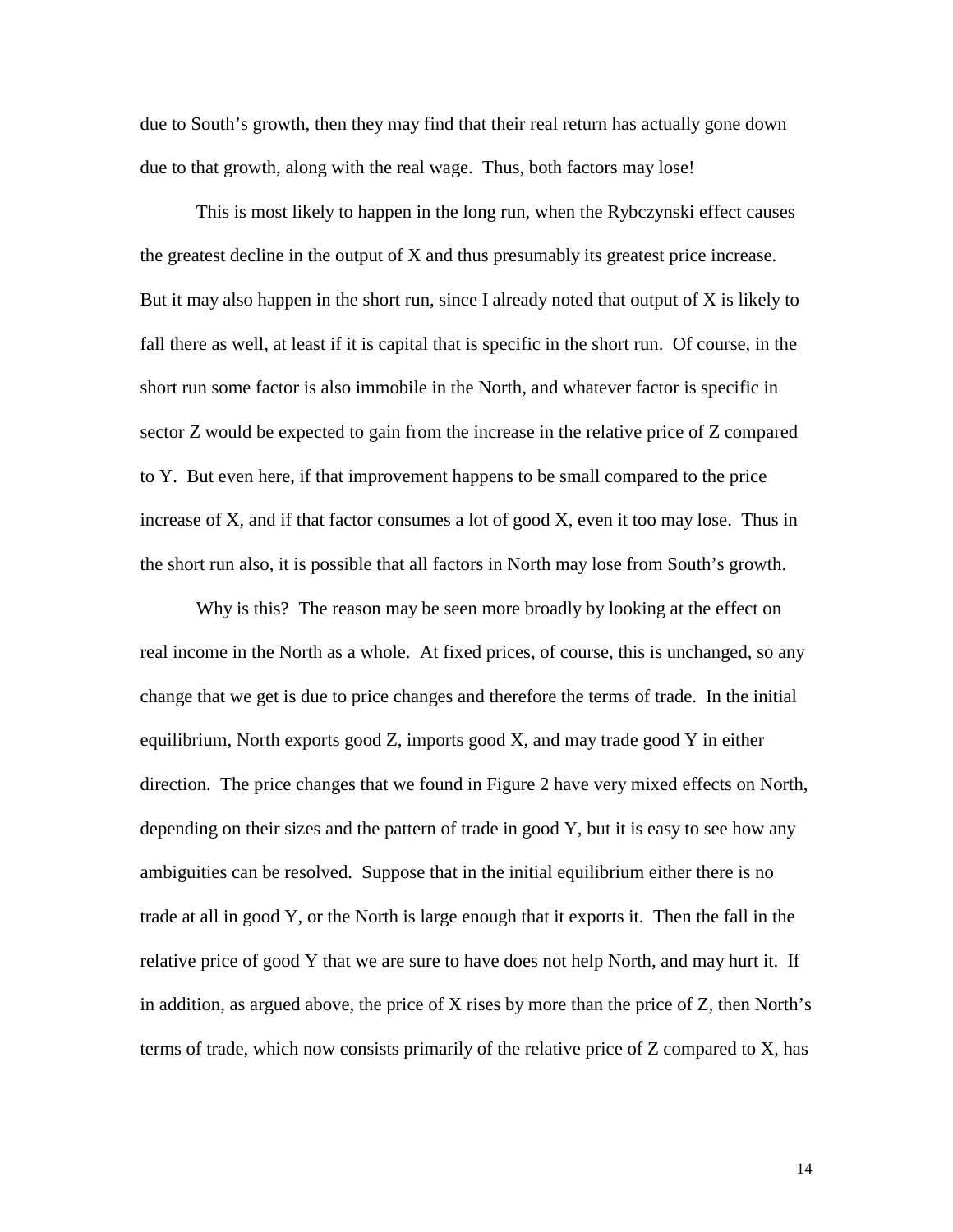due to South's growth, then they may find that their real return has actually gone down due to that growth, along with the real wage. Thus, both factors may lose!

This is most likely to happen in the long run, when the Rybczynski effect causes the greatest decline in the output of X and thus presumably its greatest price increase. But it may also happen in the short run, since I already noted that output of X is likely to fall there as well, at least if it is capital that is specific in the short run. Of course, in the short run some factor is also immobile in the North, and whatever factor is specific in sector Z would be expected to gain from the increase in the relative price of Z compared to Y. But even here, if that improvement happens to be small compared to the price increase of X, and if that factor consumes a lot of good X, even it too may lose. Thus in the short run also, it is possible that all factors in North may lose from South's growth.

Why is this? The reason may be seen more broadly by looking at the effect on real income in the North as a whole. At fixed prices, of course, this is unchanged, so any change that we get is due to price changes and therefore the terms of trade. In the initial equilibrium, North exports good Z, imports good X, and may trade good Y in either direction. The price changes that we found in Figure 2 have very mixed effects on North, depending on their sizes and the pattern of trade in good Y, but it is easy to see how any ambiguities can be resolved. Suppose that in the initial equilibrium either there is no trade at all in good Y, or the North is large enough that it exports it. Then the fall in the relative price of good Y that we are sure to have does not help North, and may hurt it. If in addition, as argued above, the price of X rises by more than the price of Z, then North's terms of trade, which now consists primarily of the relative price of Z compared to X, has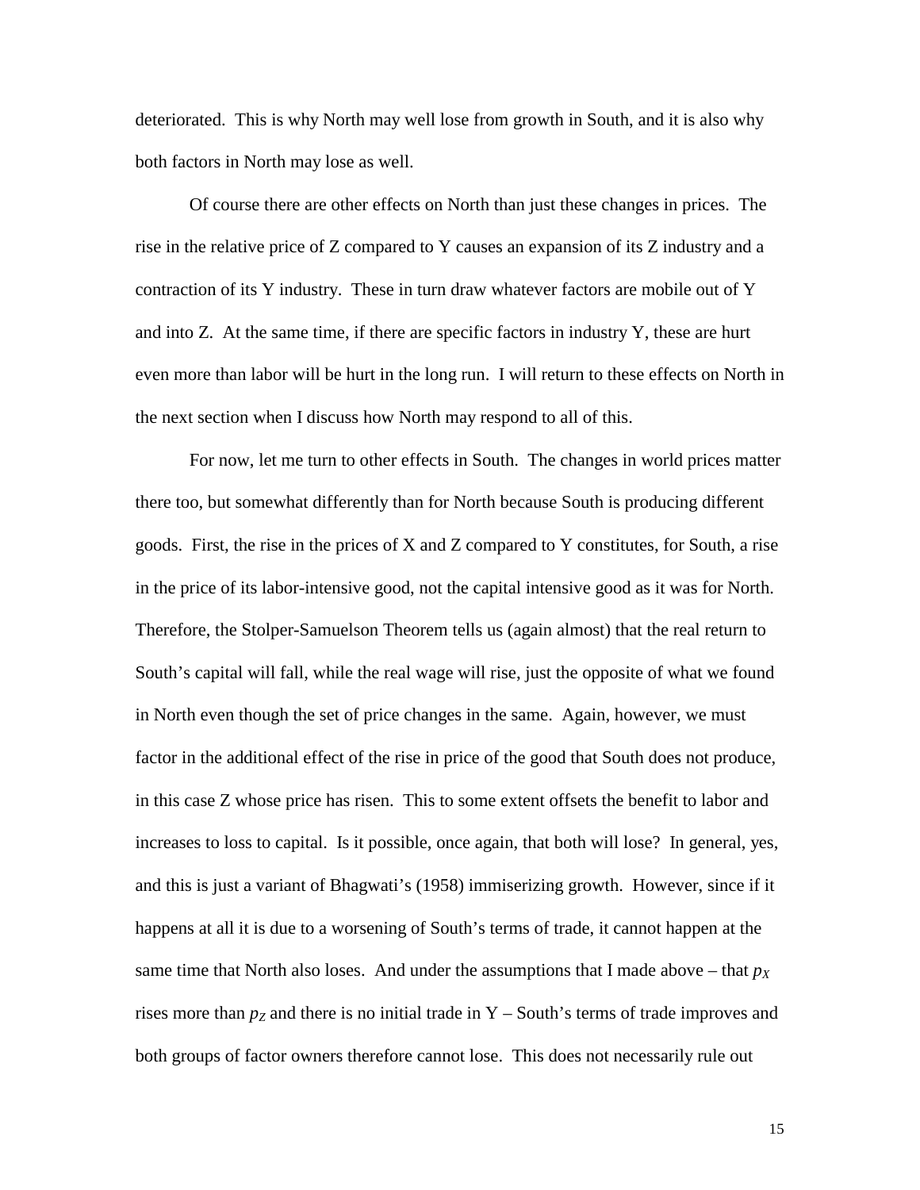deteriorated. This is why North may well lose from growth in South, and it is also why both factors in North may lose as well.

Of course there are other effects on North than just these changes in prices. The rise in the relative price of Z compared to Y causes an expansion of its Z industry and a contraction of its Y industry. These in turn draw whatever factors are mobile out of Y and into Z. At the same time, if there are specific factors in industry Y, these are hurt even more than labor will be hurt in the long run. I will return to these effects on North in the next section when I discuss how North may respond to all of this.

For now, let me turn to other effects in South. The changes in world prices matter there too, but somewhat differently than for North because South is producing different goods. First, the rise in the prices of X and Z compared to Y constitutes, for South, a rise in the price of its labor-intensive good, not the capital intensive good as it was for North. Therefore, the Stolper-Samuelson Theorem tells us (again almost) that the real return to South's capital will fall, while the real wage will rise, just the opposite of what we found in North even though the set of price changes in the same. Again, however, we must factor in the additional effect of the rise in price of the good that South does not produce, in this case Z whose price has risen. This to some extent offsets the benefit to labor and increases to loss to capital. Is it possible, once again, that both will lose? In general, yes, and this is just a variant of Bhagwati's (1958) immiserizing growth. However, since if it happens at all it is due to a worsening of South's terms of trade, it cannot happen at the same time that North also loses. And under the assumptions that I made above – that $p_X$ rises more than $p_Z$ and there is no initial trade in Y – South's terms of trade improves and both groups of factor owners therefore cannot lose. This does not necessarily rule out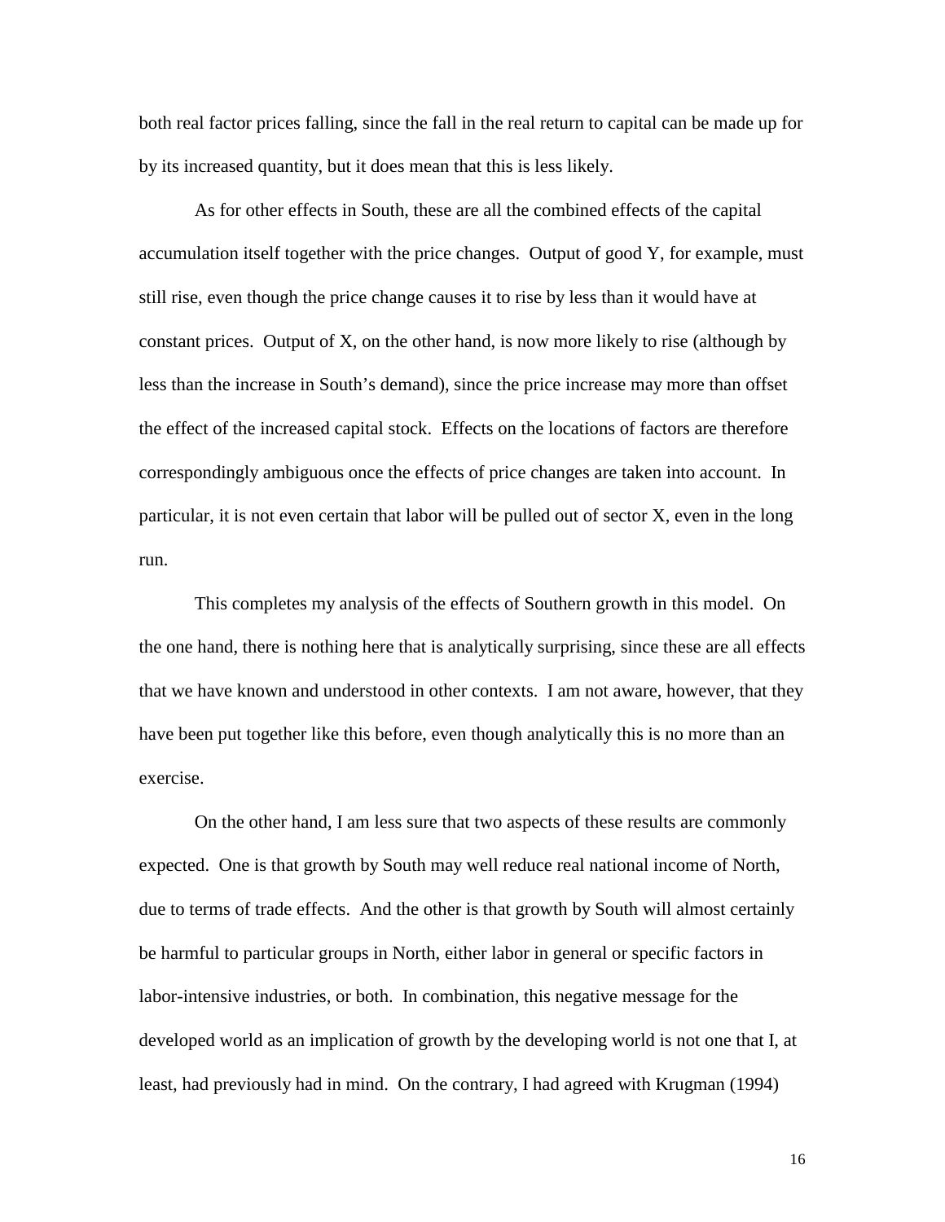both real factor prices falling, since the fall in the real return to capital can be made up for by its increased quantity, but it does mean that this is less likely.

As for other effects in South, these are all the combined effects of the capital accumulation itself together with the price changes. Output of good Y, for example, must still rise, even though the price change causes it to rise by less than it would have at constant prices. Output of X, on the other hand, is now more likely to rise (although by less than the increase in South's demand), since the price increase may more than offset the effect of the increased capital stock. Effects on the locations of factors are therefore correspondingly ambiguous once the effects of price changes are taken into account. In particular, it is not even certain that labor will be pulled out of sector X, even in the long run.

This completes my analysis of the effects of Southern growth in this model. On the one hand, there is nothing here that is analytically surprising, since these are all effects that we have known and understood in other contexts. I am not aware, however, that they have been put together like this before, even though analytically this is no more than an exercise.

On the other hand, I am less sure that two aspects of these results are commonly expected. One is that growth by South may well reduce real national income of North, due to terms of trade effects. And the other is that growth by South will almost certainly be harmful to particular groups in North, either labor in general or specific factors in labor-intensive industries, or both. In combination, this negative message for the developed world as an implication of growth by the developing world is not one that I, at least, had previously had in mind. On the contrary, I had agreed with Krugman (1994)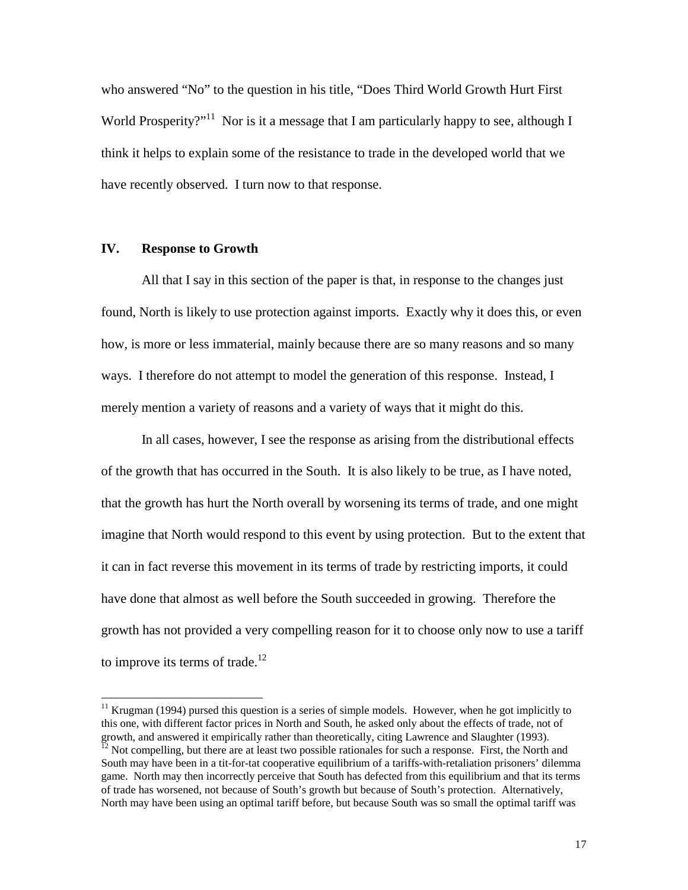who answered "No" to the question in his title, "Does Third World Growth Hurt First World Prosperity?"[11] Nor is it a message that I am particularly happy to see, although I think it helps to explain some of the resistance to trade in the developed world that we have recently observed. I turn now to that response.

## IV. Response to Growth

All that I say in this section of the paper is that, in response to the changes just found, North is likely to use protection against imports. Exactly why it does this, or even how, is more or less immaterial, mainly because there are so many reasons and so many ways. I therefore do not attempt to model the generation of this response. Instead, I merely mention a variety of reasons and a variety of ways that it might do this.

In all cases, however, I see the response as arising from the distributional effects of the growth that has occurred in the South. It is also likely to be true, as I have noted, that the growth has hurt the North overall by worsening its terms of trade, and one might imagine that North would respond to this event by using protection. But to the extent that it can in fact reverse this movement in its terms of trade by restricting imports, it could have done that almost as well before the South succeeded in growing. Therefore the growth has not provided a very compelling reason for it to choose only now to use a tariff to improve its terms of trade.[12]

---

[11] Krugman (1994) pursed this question is a series of simple models. However, when he got implicitly to this one, with different factor prices in North and South, he asked only about the effects of trade, not of growth, and answered it empirically rather than theoretically, citing Lawrence and Slaughter (1993).

[12] Not compelling, but there are at least two possible rationales for such a response. First, the North and South may have been in a tit-for-tat cooperative equilibrium of a tariffs-with-retaliation prisoners' dilemma game. North may then incorrectly perceive that South has defected from this equilibrium and that its terms of trade has worsened, not because of South's growth but because of South's protection. Alternatively, North may have been using an optimal tariff before, but because South was so small the optimal tariff was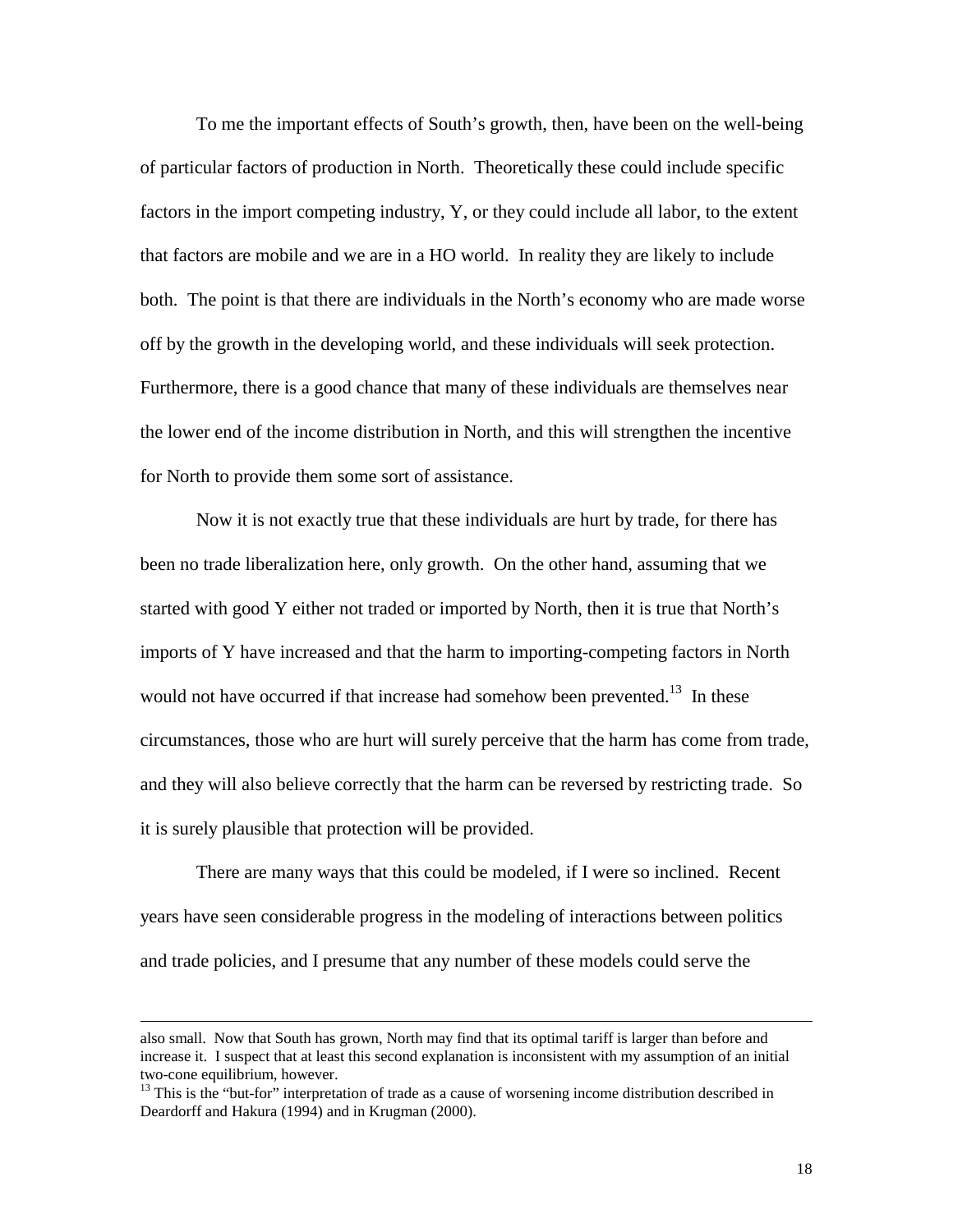To me the important effects of South's growth, then, have been on the well-being of particular factors of production in North. Theoretically these could include specific factors in the import competing industry, Y, or they could include all labor, to the extent that factors are mobile and we are in a HO world. In reality they are likely to include both. The point is that there are individuals in the North's economy who are made worse off by the growth in the developing world, and these individuals will seek protection. Furthermore, there is a good chance that many of these individuals are themselves near the lower end of the income distribution in North, and this will strengthen the incentive for North to provide them some sort of assistance.

Now it is not exactly true that these individuals are hurt by trade, for there has been no trade liberalization here, only growth. On the other hand, assuming that we started with good Y either not traded or imported by North, then it is true that North's imports of Y have increased and that the harm to importing-competing factors in North would not have occurred if that increase had somehow been prevented.[13] In these circumstances, those who are hurt will surely perceive that the harm has come from trade, and they will also believe correctly that the harm can be reversed by restricting trade. So it is surely plausible that protection will be provided.

There are many ways that this could be modeled, if I were so inclined. Recent years have seen considerable progress in the modeling of interactions between politics and trade policies, and I presume that any number of these models could serve the

---

also small. Now that South has grown, North may find that its optimal tariff is larger than before and increase it. I suspect that at least this second explanation is inconsistent with my assumption of an initial two-cone equilibrium, however.

[13] This is the "but-for" interpretation of trade as a cause of worsening income distribution described in Deardorff and Hakura (1994) and in Krugman (2000).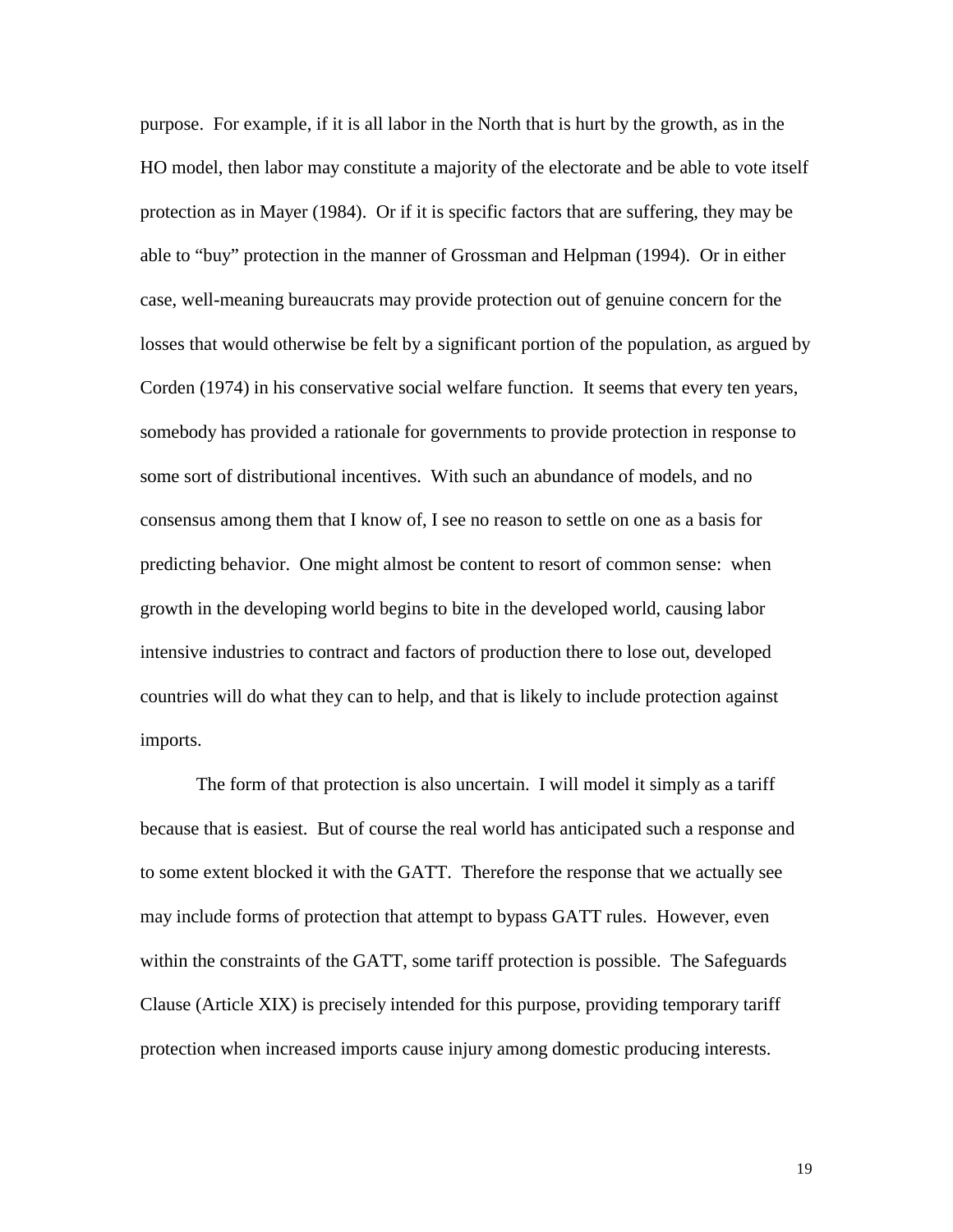purpose. For example, if it is all labor in the North that is hurt by the growth, as in the HO model, then labor may constitute a majority of the electorate and be able to vote itself protection as in Mayer (1984). Or if it is specific factors that are suffering, they may be able to "buy" protection in the manner of Grossman and Helpman (1994). Or in either case, well-meaning bureaucrats may provide protection out of genuine concern for the losses that would otherwise be felt by a significant portion of the population, as argued by Corden (1974) in his conservative social welfare function. It seems that every ten years, somebody has provided a rationale for governments to provide protection in response to some sort of distributional incentives. With such an abundance of models, and no consensus among them that I know of, I see no reason to settle on one as a basis for predicting behavior. One might almost be content to resort of common sense: when growth in the developing world begins to bite in the developed world, causing labor intensive industries to contract and factors of production there to lose out, developed countries will do what they can to help, and that is likely to include protection against imports.

The form of that protection is also uncertain. I will model it simply as a tariff because that is easiest. But of course the real world has anticipated such a response and to some extent blocked it with the GATT. Therefore the response that we actually see may include forms of protection that attempt to bypass GATT rules. However, even within the constraints of the GATT, some tariff protection is possible. The Safeguards Clause (Article XIX) is precisely intended for this purpose, providing temporary tariff protection when increased imports cause injury among domestic producing interests.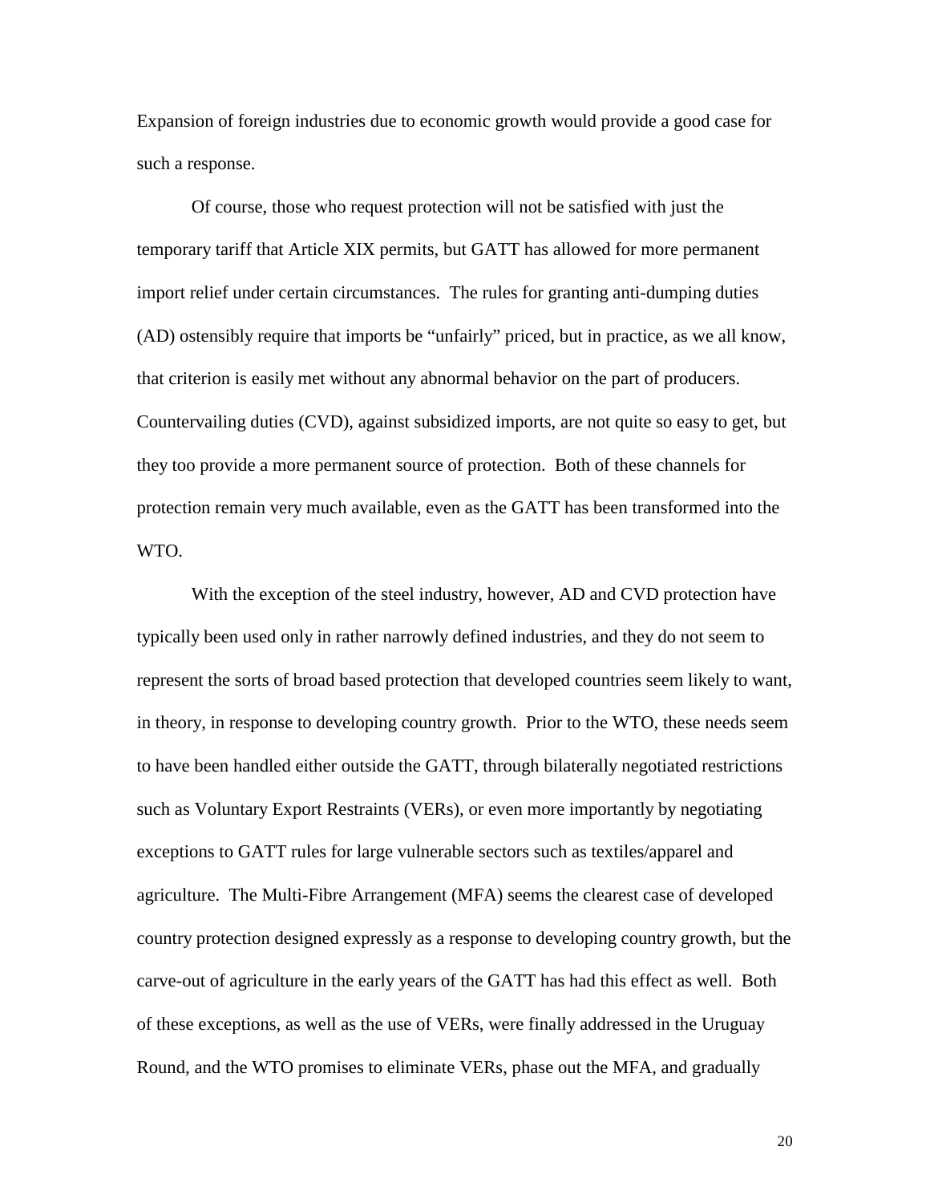Expansion of foreign industries due to economic growth would provide a good case for such a response.

Of course, those who request protection will not be satisfied with just the temporary tariff that Article XIX permits, but GATT has allowed for more permanent import relief under certain circumstances. The rules for granting anti-dumping duties (AD) ostensibly require that imports be "unfairly" priced, but in practice, as we all know, that criterion is easily met without any abnormal behavior on the part of producers. Countervailing duties (CVD), against subsidized imports, are not quite so easy to get, but they too provide a more permanent source of protection. Both of these channels for protection remain very much available, even as the GATT has been transformed into the WTO.

With the exception of the steel industry, however, AD and CVD protection have typically been used only in rather narrowly defined industries, and they do not seem to represent the sorts of broad based protection that developed countries seem likely to want, in theory, in response to developing country growth. Prior to the WTO, these needs seem to have been handled either outside the GATT, through bilaterally negotiated restrictions such as Voluntary Export Restraints (VERs), or even more importantly by negotiating exceptions to GATT rules for large vulnerable sectors such as textiles/apparel and agriculture. The Multi-Fibre Arrangement (MFA) seems the clearest case of developed country protection designed expressly as a response to developing country growth, but the carve-out of agriculture in the early years of the GATT has had this effect as well. Both of these exceptions, as well as the use of VERs, were finally addressed in the Uruguay Round, and the WTO promises to eliminate VERs, phase out the MFA, and gradually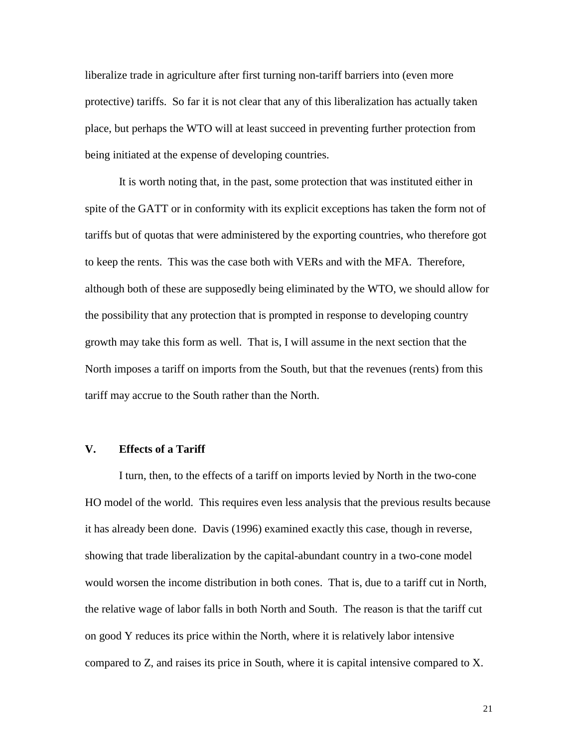liberalize trade in agriculture after first turning non-tariff barriers into (even more protective) tariffs. So far it is not clear that any of this liberalization has actually taken place, but perhaps the WTO will at least succeed in preventing further protection from being initiated at the expense of developing countries.

It is worth noting that, in the past, some protection that was instituted either in spite of the GATT or in conformity with its explicit exceptions has taken the form not of tariffs but of quotas that were administered by the exporting countries, who therefore got to keep the rents. This was the case both with VERs and with the MFA. Therefore, although both of these are supposedly being eliminated by the WTO, we should allow for the possibility that any protection that is prompted in response to developing country growth may take this form as well. That is, I will assume in the next section that the North imposes a tariff on imports from the South, but that the revenues (rents) from this tariff may accrue to the South rather than the North.

## V. Effects of a Tariff

I turn, then, to the effects of a tariff on imports levied by North in the two-cone HO model of the world. This requires even less analysis that the previous results because it has already been done. Davis (1996) examined exactly this case, though in reverse, showing that trade liberalization by the capital-abundant country in a two-cone model would worsen the income distribution in both cones. That is, due to a tariff cut in North, the relative wage of labor falls in both North and South. The reason is that the tariff cut on good Y reduces its price within the North, where it is relatively labor intensive compared to Z, and raises its price in South, where it is capital intensive compared to X.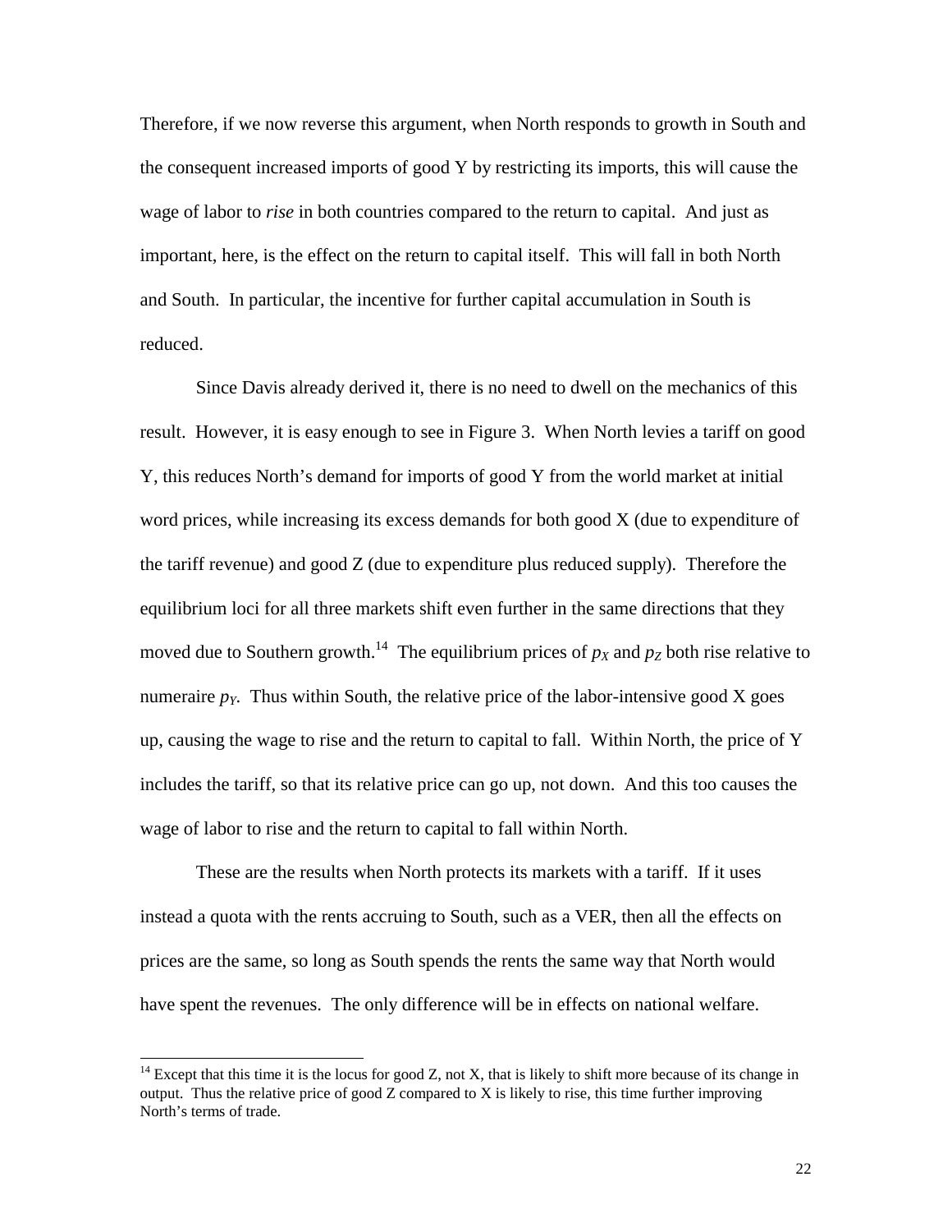Therefore, if we now reverse this argument, when North responds to growth in South and the consequent increased imports of good Y by restricting its imports, this will cause the wage of labor to *rise* in both countries compared to the return to capital. And just as important, here, is the effect on the return to capital itself. This will fall in both North and South. In particular, the incentive for further capital accumulation in South is reduced.

Since Davis already derived it, there is no need to dwell on the mechanics of this result. However, it is easy enough to see in Figure 3. When North levies a tariff on good Y, this reduces North's demand for imports of good Y from the world market at initial word prices, while increasing its excess demands for both good X (due to expenditure of the tariff revenue) and good Z (due to expenditure plus reduced supply). Therefore the equilibrium loci for all three markets shift even further in the same directions that they moved due to Southern growth.[14] The equilibrium prices of $p_X$ and $p_Z$ both rise relative to numeraire $p_Y$. Thus within South, the relative price of the labor-intensive good X goes up, causing the wage to rise and the return to capital to fall. Within North, the price of Y includes the tariff, so that its relative price can go up, not down. And this too causes the wage of labor to rise and the return to capital to fall within North.

These are the results when North protects its markets with a tariff. If it uses instead a quota with the rents accruing to South, such as a VER, then all the effects on prices are the same, so long as South spends the rents the same way that North would have spent the revenues. The only difference will be in effects on national welfare.

---

[14] Except that this time it is the locus for good Z, not X, that is likely to shift more because of its change in output. Thus the relative price of good Z compared to X is likely to rise, this time further improving North's terms of trade.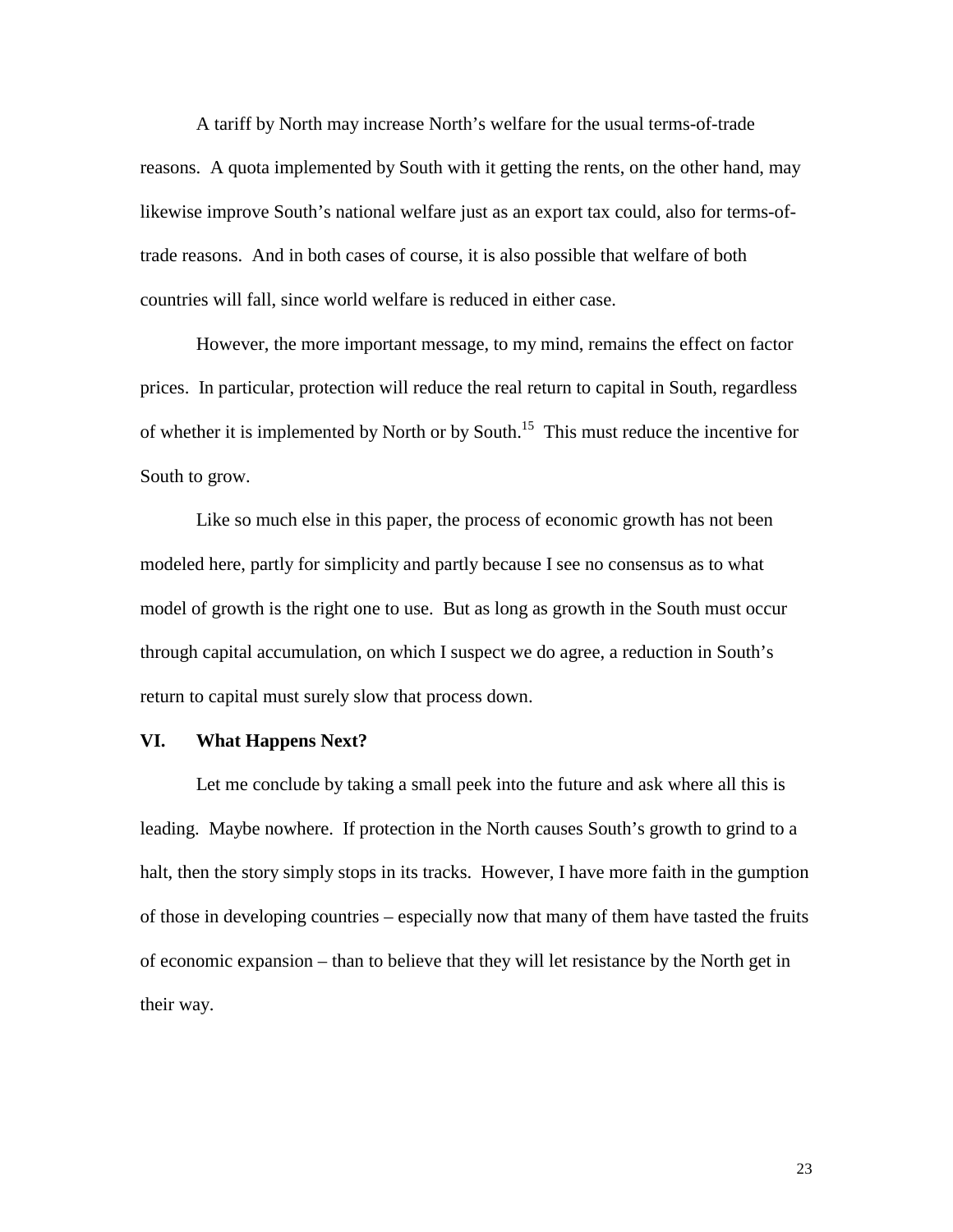A tariff by North may increase North's welfare for the usual terms-of-trade reasons. A quota implemented by South with it getting the rents, on the other hand, may likewise improve South's national welfare just as an export tax could, also for terms-of-trade reasons. And in both cases of course, it is also possible that welfare of both countries will fall, since world welfare is reduced in either case.

However, the more important message, to my mind, remains the effect on factor prices. In particular, protection will reduce the real return to capital in South, regardless of whether it is implemented by North or by South.[15] This must reduce the incentive for South to grow.

Like so much else in this paper, the process of economic growth has not been modeled here, partly for simplicity and partly because I see no consensus as to what model of growth is the right one to use. But as long as growth in the South must occur through capital accumulation, on which I suspect we do agree, a reduction in South's return to capital must surely slow that process down.

## VI. What Happens Next?

Let me conclude by taking a small peek into the future and ask where all this is leading. Maybe nowhere. If protection in the North causes South's growth to grind to a halt, then the story simply stops in its tracks. However, I have more faith in the gumption of those in developing countries – especially now that many of them have tasted the fruits of economic expansion – than to believe that they will let resistance by the North get in their way.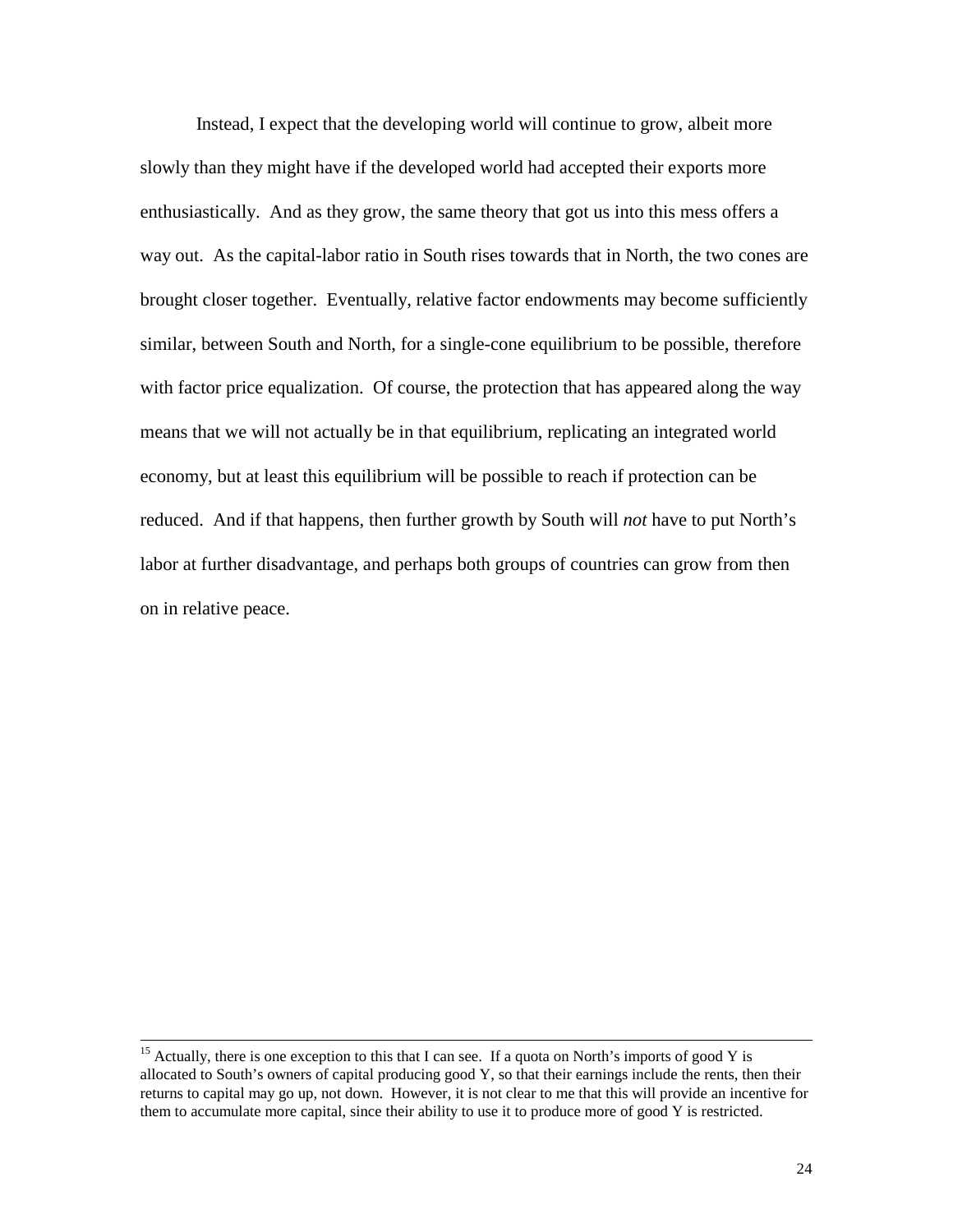Instead, I expect that the developing world will continue to grow, albeit more slowly than they might have if the developed world had accepted their exports more enthusiastically. And as they grow, the same theory that got us into this mess offers a way out. As the capital-labor ratio in South rises towards that in North, the two cones are brought closer together. Eventually, relative factor endowments may become sufficiently similar, between South and North, for a single-cone equilibrium to be possible, therefore with factor price equalization. Of course, the protection that has appeared along the way means that we will not actually be in that equilibrium, replicating an integrated world economy, but at least this equilibrium will be possible to reach if protection can be reduced. And if that happens, then further growth by South will *not* have to put North's labor at further disadvantage, and perhaps both groups of countries can grow from then on in relative peace.

---

[15] Actually, there is one exception to this that I can see. If a quota on North's imports of good Y is allocated to South's owners of capital producing good Y, so that their earnings include the rents, then their returns to capital may go up, not down. However, it is not clear to me that this will provide an incentive for them to accumulate more capital, since their ability to use it to produce more of good Y is restricted.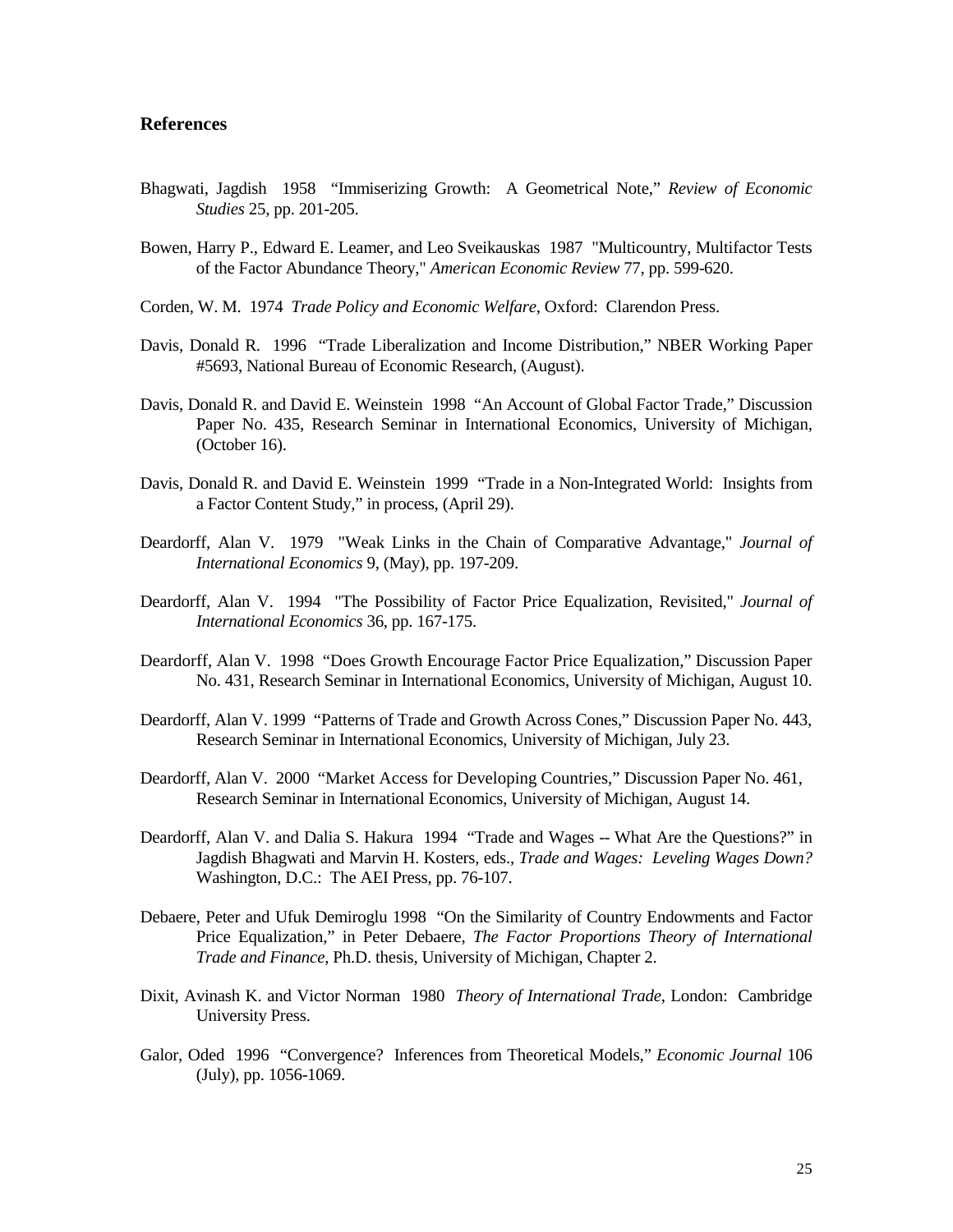## References

Bhagwati, Jagdish 1958 "Immiserizing Growth: A Geometrical Note," *Review of Economic Studies* 25, pp. 201-205.

Bowen, Harry P., Edward E. Leamer, and Leo Sveikauskas 1987 "Multicountry, Multifactor Tests of the Factor Abundance Theory," *American Economic Review* 77, pp. 599-620.

Corden, W. M. 1974 *Trade Policy and Economic Welfare*, Oxford: Clarendon Press.

Davis, Donald R. 1996 "Trade Liberalization and Income Distribution," NBER Working Paper #5693, National Bureau of Economic Research, (August).

Davis, Donald R. and David E. Weinstein 1998 "An Account of Global Factor Trade," Discussion Paper No. 435, Research Seminar in International Economics, University of Michigan, (October 16).

Davis, Donald R. and David E. Weinstein 1999 "Trade in a Non-Integrated World: Insights from a Factor Content Study," in process, (April 29).

Deardorff, Alan V. 1979 "Weak Links in the Chain of Comparative Advantage," *Journal of International Economics* 9, (May), pp. 197-209.

Deardorff, Alan V. 1994 "The Possibility of Factor Price Equalization, Revisited," *Journal of International Economics* 36, pp. 167-175.

Deardorff, Alan V. 1998 "Does Growth Encourage Factor Price Equalization," Discussion Paper No. 431, Research Seminar in International Economics, University of Michigan, August 10.

Deardorff, Alan V. 1999 "Patterns of Trade and Growth Across Cones," Discussion Paper No. 443, Research Seminar in International Economics, University of Michigan, July 23.

Deardorff, Alan V. 2000 "Market Access for Developing Countries," Discussion Paper No. 461, Research Seminar in International Economics, University of Michigan, August 14.

Deardorff, Alan V. and Dalia S. Hakura 1994 "Trade and Wages -- What Are the Questions?" in Jagdish Bhagwati and Marvin H. Kosters, eds., *Trade and Wages: Leveling Wages Down?* Washington, D.C.: The AEI Press, pp. 76-107.

Debaere, Peter and Ufuk Demiroglu 1998 "On the Similarity of Country Endowments and Factor Price Equalization," in Peter Debaere, *The Factor Proportions Theory of International Trade and Finance*, Ph.D. thesis, University of Michigan, Chapter 2.

Dixit, Avinash K. and Victor Norman 1980 *Theory of International Trade*, London: Cambridge University Press.

Galor, Oded 1996 "Convergence? Inferences from Theoretical Models," *Economic Journal* 106 (July), pp. 1056-1069.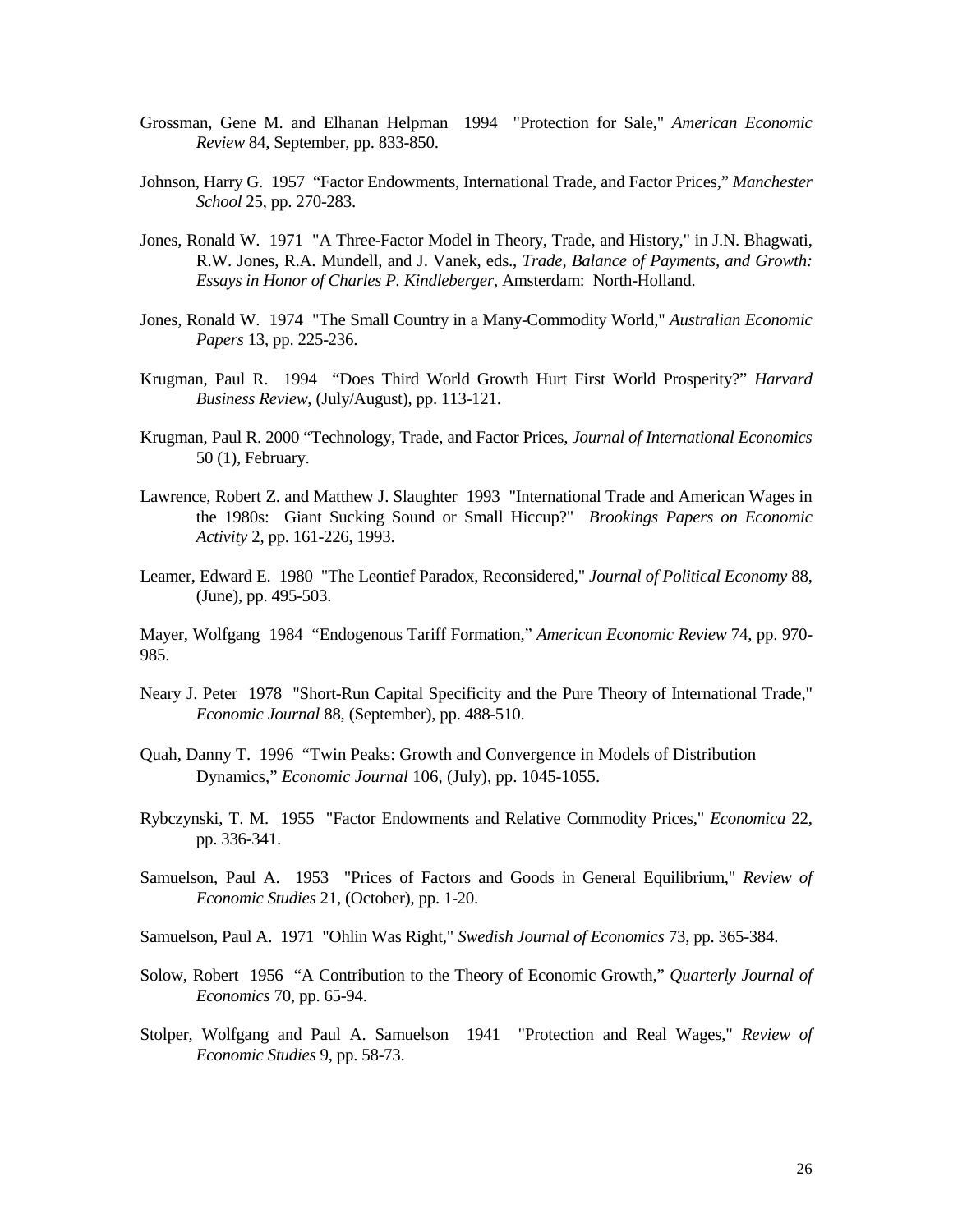Grossman, Gene M. and Elhanan Helpman 1994 "Protection for Sale," *American Economic Review* 84, September, pp. 833-850.

Johnson, Harry G. 1957 "Factor Endowments, International Trade, and Factor Prices," *Manchester School* 25, pp. 270-283.

Jones, Ronald W. 1971 "A Three-Factor Model in Theory, Trade, and History," in J.N. Bhagwati, R.W. Jones, R.A. Mundell, and J. Vanek, eds., *Trade, Balance of Payments, and Growth: Essays in Honor of Charles P. Kindleberger*, Amsterdam: North-Holland.

Jones, Ronald W. 1974 "The Small Country in a Many-Commodity World," *Australian Economic Papers* 13, pp. 225-236.

Krugman, Paul R. 1994 "Does Third World Growth Hurt First World Prosperity?" *Harvard Business Review*, (July/August), pp. 113-121.

Krugman, Paul R. 2000 "Technology, Trade, and Factor Prices, *Journal of International Economics* 50 (1), February.

Lawrence, Robert Z. and Matthew J. Slaughter 1993 "International Trade and American Wages in the 1980s: Giant Sucking Sound or Small Hiccup?" *Brookings Papers on Economic Activity* 2, pp. 161-226, 1993.

Leamer, Edward E. 1980 "The Leontief Paradox, Reconsidered," *Journal of Political Economy* 88, (June), pp. 495-503.

Mayer, Wolfgang 1984 "Endogenous Tariff Formation," *American Economic Review* 74, pp. 970-985.

Neary J. Peter 1978 "Short-Run Capital Specificity and the Pure Theory of International Trade," *Economic Journal* 88, (September), pp. 488-510.

Quah, Danny T. 1996 "Twin Peaks: Growth and Convergence in Models of Distribution Dynamics," *Economic Journal* 106, (July), pp. 1045-1055.

Rybczynski, T. M. 1955 "Factor Endowments and Relative Commodity Prices," *Economica* 22, pp. 336-341.

Samuelson, Paul A. 1953 "Prices of Factors and Goods in General Equilibrium," *Review of Economic Studies* 21, (October), pp. 1-20.

Samuelson, Paul A. 1971 "Ohlin Was Right," *Swedish Journal of Economics* 73, pp. 365-384.

Solow, Robert 1956 "A Contribution to the Theory of Economic Growth," *Quarterly Journal of Economics* 70, pp. 65-94.

Stolper, Wolfgang and Paul A. Samuelson 1941 "Protection and Real Wages," *Review of Economic Studies* 9, pp. 58-73.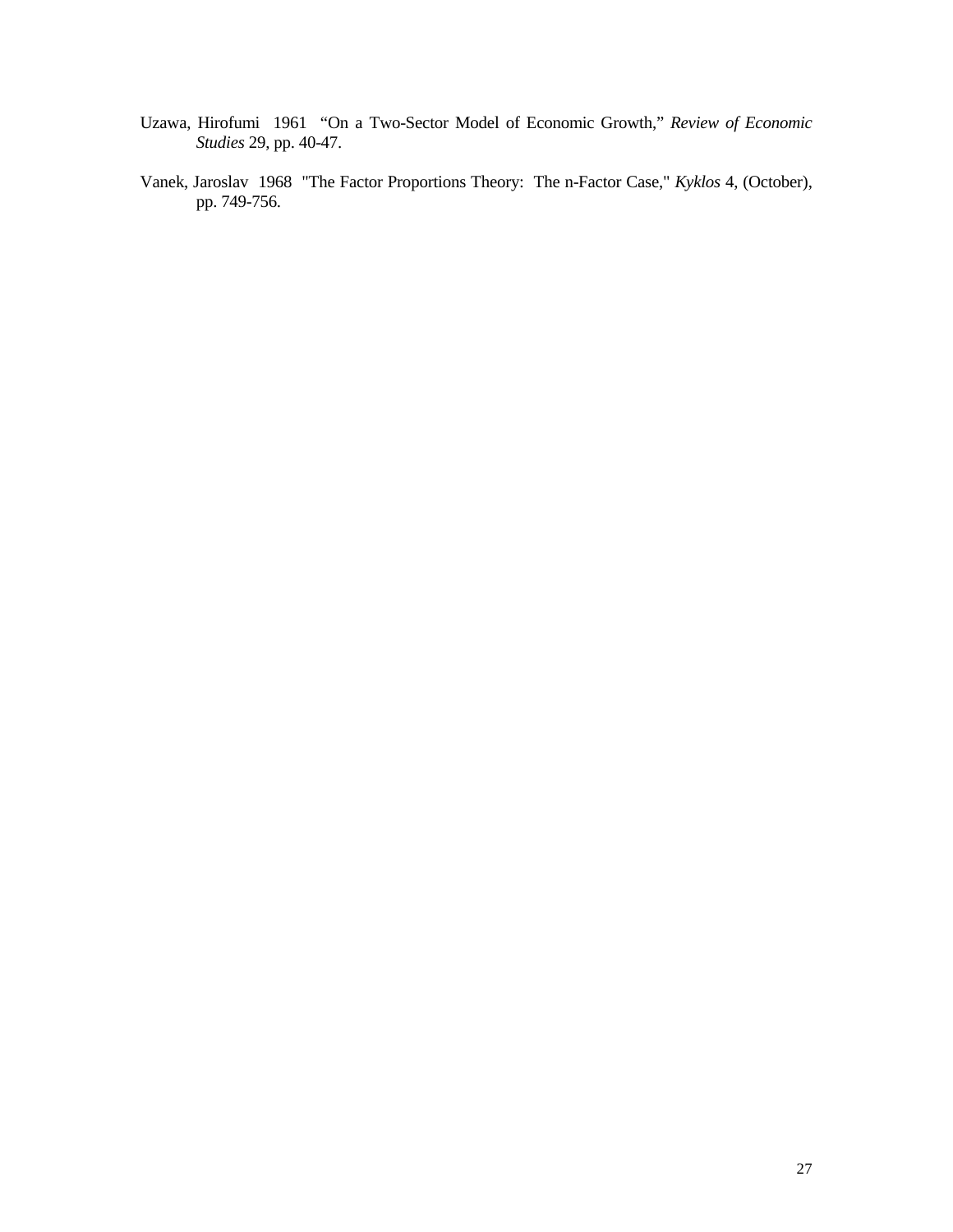Uzawa, Hirofumi 1961 "On a Two-Sector Model of Economic Growth," *Review of Economic Studies* 29, pp. 40-47.

Vanek, Jaroslav 1968 "The Factor Proportions Theory: The n-Factor Case," *Kyklos* 4, (October), pp. 749-756.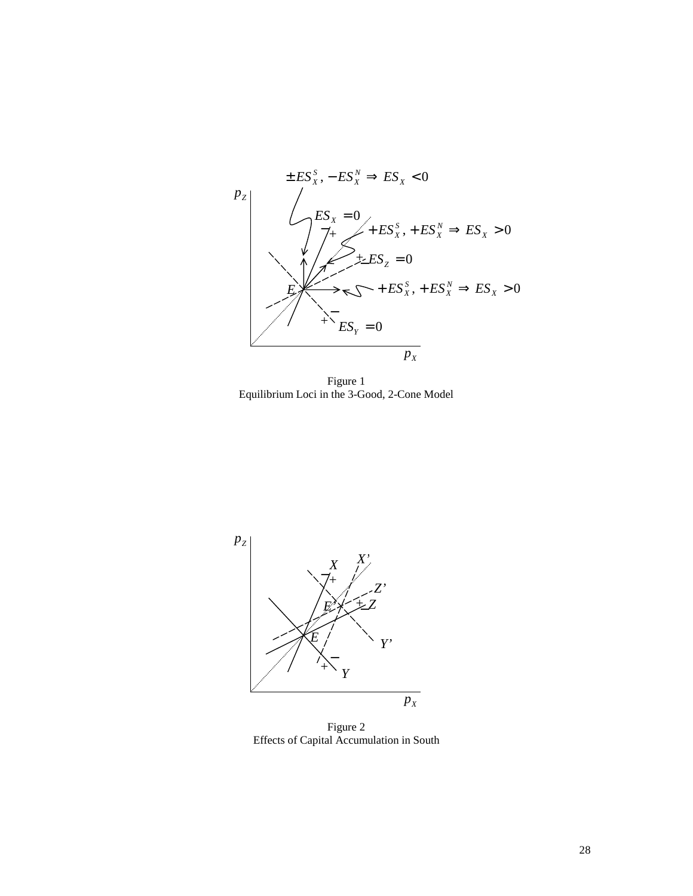Figure 1
Equilibrium Loci in the 3-Good, 2-Cone Model

Figure 2
Effects of Capital Accumulation in South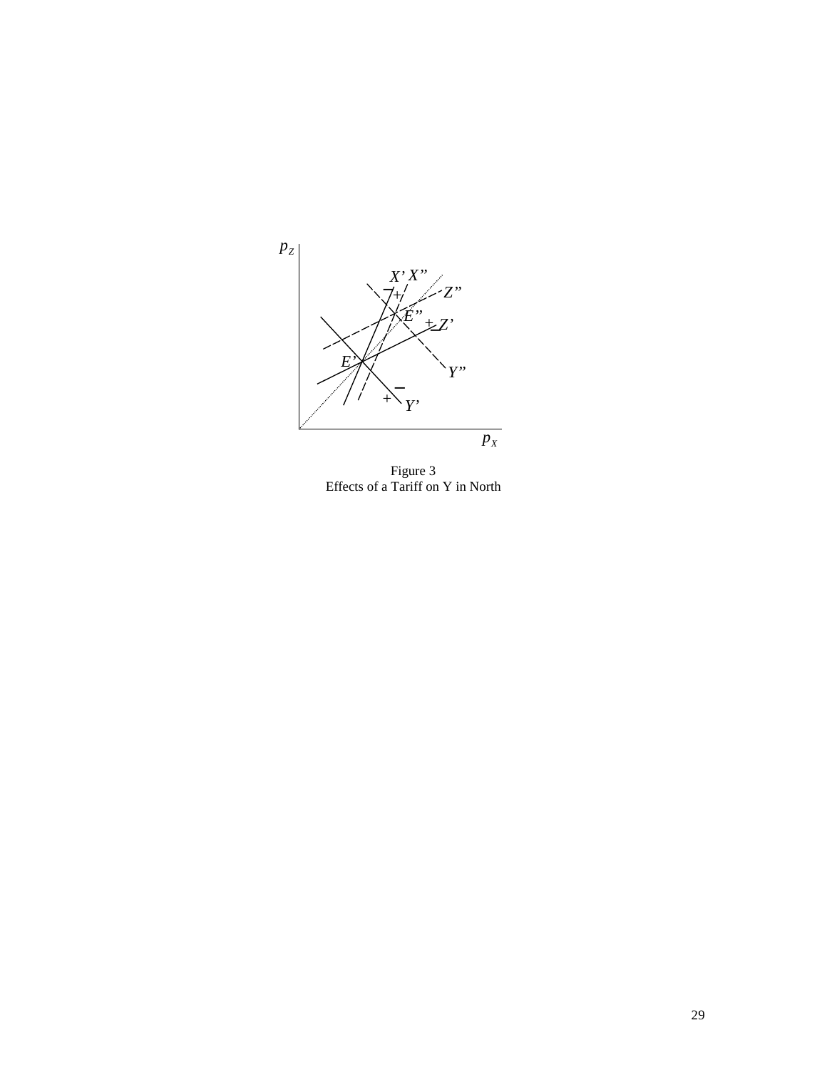$p_Z$

$X'$ $X''$

$Z''$

$E''$

$Z'$

$E'$

$Y''$

$Y'$

$p_X$

Figure 3
Effects of a Tariff on Y in North